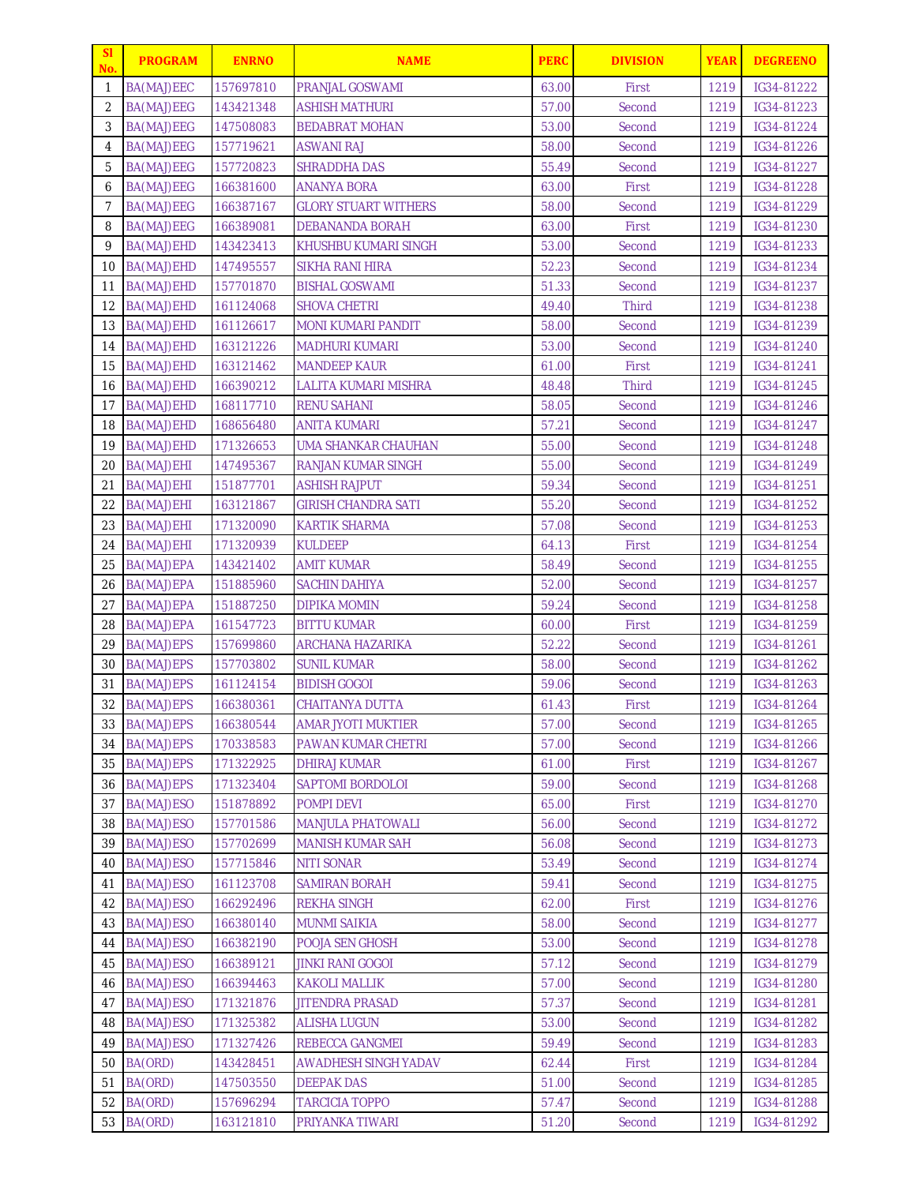| Sl No. | PROGRAM | ENRNO | NAME | PERC | DIVISION | YEAR | DEGREENO |
|---|---|---|---|---|---|---|---|
| 1 | BA(MAJ)EEC | 157697810 | PRANJAL GOSWAMI | 63.00 | First | 1219 | IG34-81222 |
| 2 | BA(MAJ)EEG | 143421348 | ASHISH MATHURI | 57.00 | Second | 1219 | IG34-81223 |
| 3 | BA(MAJ)EEG | 147508083 | BEDABRAT MOHAN | 53.00 | Second | 1219 | IG34-81224 |
| 4 | BA(MAJ)EEG | 157719621 | ASWANI RAJ | 58.00 | Second | 1219 | IG34-81226 |
| 5 | BA(MAJ)EEG | 157720823 | SHRADDHA DAS | 55.49 | Second | 1219 | IG34-81227 |
| 6 | BA(MAJ)EEG | 166381600 | ANANYA BORA | 63.00 | First | 1219 | IG34-81228 |
| 7 | BA(MAJ)EEG | 166387167 | GLORY STUART WITHERS | 58.00 | Second | 1219 | IG34-81229 |
| 8 | BA(MAJ)EEG | 166389081 | DEBANANDA BORAH | 63.00 | First | 1219 | IG34-81230 |
| 9 | BA(MAJ)EHD | 143423413 | KHUSHBU KUMARI SINGH | 53.00 | Second | 1219 | IG34-81233 |
| 10 | BA(MAJ)EHD | 147495557 | SIKHA RANI HIRA | 52.23 | Second | 1219 | IG34-81234 |
| 11 | BA(MAJ)EHD | 157701870 | BISHAL GOSWAMI | 51.33 | Second | 1219 | IG34-81237 |
| 12 | BA(MAJ)EHD | 161124068 | SHOVA CHETRI | 49.40 | Third | 1219 | IG34-81238 |
| 13 | BA(MAJ)EHD | 161126617 | MONI KUMARI PANDIT | 58.00 | Second | 1219 | IG34-81239 |
| 14 | BA(MAJ)EHD | 163121226 | MADHURI KUMARI | 53.00 | Second | 1219 | IG34-81240 |
| 15 | BA(MAJ)EHD | 163121462 | MANDEEP KAUR | 61.00 | First | 1219 | IG34-81241 |
| 16 | BA(MAJ)EHD | 166390212 | LALITA KUMARI MISHRA | 48.48 | Third | 1219 | IG34-81245 |
| 17 | BA(MAJ)EHD | 168117710 | RENU SAHANI | 58.05 | Second | 1219 | IG34-81246 |
| 18 | BA(MAJ)EHD | 168656480 | ANITA KUMARI | 57.21 | Second | 1219 | IG34-81247 |
| 19 | BA(MAJ)EHD | 171326653 | UMA SHANKAR CHAUHAN | 55.00 | Second | 1219 | IG34-81248 |
| 20 | BA(MAJ)EHI | 147495367 | RANJAN KUMAR SINGH | 55.00 | Second | 1219 | IG34-81249 |
| 21 | BA(MAJ)EHI | 151877701 | ASHISH RAJPUT | 59.34 | Second | 1219 | IG34-81251 |
| 22 | BA(MAJ)EHI | 163121867 | GIRISH CHANDRA SATI | 55.20 | Second | 1219 | IG34-81252 |
| 23 | BA(MAJ)EHI | 171320090 | KARTIK SHARMA | 57.08 | Second | 1219 | IG34-81253 |
| 24 | BA(MAJ)EHI | 171320939 | KULDEEP | 64.13 | First | 1219 | IG34-81254 |
| 25 | BA(MAJ)EPA | 143421402 | AMIT KUMAR | 58.49 | Second | 1219 | IG34-81255 |
| 26 | BA(MAJ)EPA | 151885960 | SACHIN DAHIYA | 52.00 | Second | 1219 | IG34-81257 |
| 27 | BA(MAJ)EPA | 151887250 | DIPIKA MOMIN | 59.24 | Second | 1219 | IG34-81258 |
| 28 | BA(MAJ)EPA | 161547723 | BITTU KUMAR | 60.00 | First | 1219 | IG34-81259 |
| 29 | BA(MAJ)EPS | 157699860 | ARCHANA HAZARIKA | 52.22 | Second | 1219 | IG34-81261 |
| 30 | BA(MAJ)EPS | 157703802 | SUNIL KUMAR | 58.00 | Second | 1219 | IG34-81262 |
| 31 | BA(MAJ)EPS | 161124154 | BIDISH GOGOI | 59.06 | Second | 1219 | IG34-81263 |
| 32 | BA(MAJ)EPS | 166380361 | CHAITANYA DUTTA | 61.43 | First | 1219 | IG34-81264 |
| 33 | BA(MAJ)EPS | 166380544 | AMAR JYOTI MUKTIER | 57.00 | Second | 1219 | IG34-81265 |
| 34 | BA(MAJ)EPS | 170338583 | PAWAN KUMAR CHETRI | 57.00 | Second | 1219 | IG34-81266 |
| 35 | BA(MAJ)EPS | 171322925 | DHIRAJ KUMAR | 61.00 | First | 1219 | IG34-81267 |
| 36 | BA(MAJ)EPS | 171323404 | SAPTOMI BORDOLOI | 59.00 | Second | 1219 | IG34-81268 |
| 37 | BA(MAJ)ESO | 151878892 | POMPI DEVI | 65.00 | First | 1219 | IG34-81270 |
| 38 | BA(MAJ)ESO | 157701586 | MANJULA PHATOWALI | 56.00 | Second | 1219 | IG34-81272 |
| 39 | BA(MAJ)ESO | 157702699 | MANISH KUMAR SAH | 56.08 | Second | 1219 | IG34-81273 |
| 40 | BA(MAJ)ESO | 157715846 | NITI SONAR | 53.49 | Second | 1219 | IG34-81274 |
| 41 | BA(MAJ)ESO | 161123708 | SAMIRAN BORAH | 59.41 | Second | 1219 | IG34-81275 |
| 42 | BA(MAJ)ESO | 166292496 | REKHA SINGH | 62.00 | First | 1219 | IG34-81276 |
| 43 | BA(MAJ)ESO | 166380140 | MUNMI SAIKIA | 58.00 | Second | 1219 | IG34-81277 |
| 44 | BA(MAJ)ESO | 166382190 | POOJA SEN GHOSH | 53.00 | Second | 1219 | IG34-81278 |
| 45 | BA(MAJ)ESO | 166389121 | JINKI RANI GOGOI | 57.12 | Second | 1219 | IG34-81279 |
| 46 | BA(MAJ)ESO | 166394463 | KAKOLI MALLIK | 57.00 | Second | 1219 | IG34-81280 |
| 47 | BA(MAJ)ESO | 171321876 | JITENDRA PRASAD | 57.37 | Second | 1219 | IG34-81281 |
| 48 | BA(MAJ)ESO | 171325382 | ALISHA LUGUN | 53.00 | Second | 1219 | IG34-81282 |
| 49 | BA(MAJ)ESO | 171327426 | REBECCA GANGMEI | 59.49 | Second | 1219 | IG34-81283 |
| 50 | BA(ORD) | 143428451 | AWADHESH SINGH YADAV | 62.44 | First | 1219 | IG34-81284 |
| 51 | BA(ORD) | 147503550 | DEEPAK DAS | 51.00 | Second | 1219 | IG34-81285 |
| 52 | BA(ORD) | 157696294 | TARCICIA TOPPO | 57.47 | Second | 1219 | IG34-81288 |
| 53 | BA(ORD) | 163121810 | PRIYANKA TIWARI | 51.20 | Second | 1219 | IG34-81292 |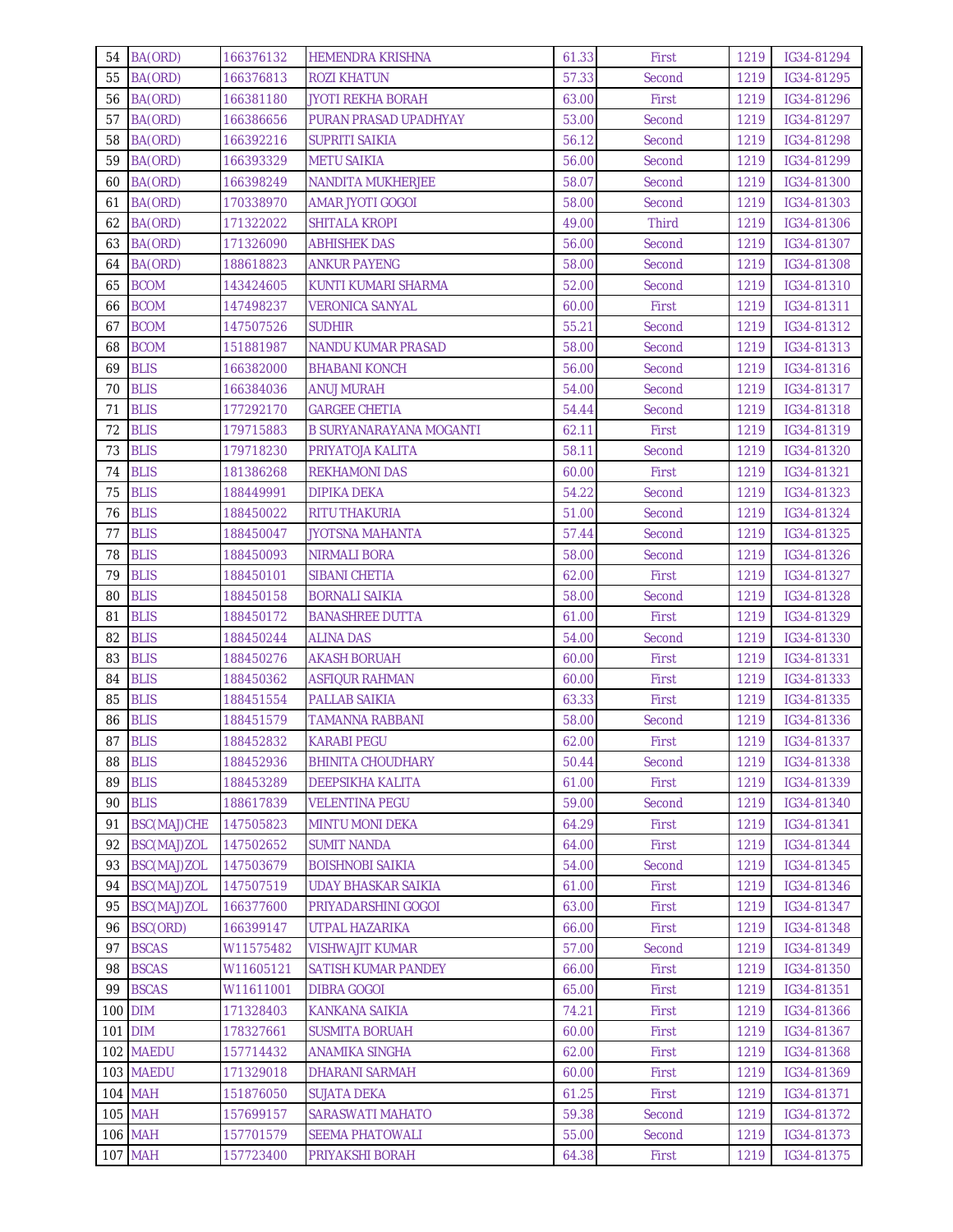| 54 | BA(ORD) | 166376132 | HEMENDRA KRISHNA | 61.33 | First | 1219 | IG34-81294 |
|---|---|---|---|---|---|---|---|
| 55 | BA(ORD) | 166376813 | ROZI KHATUN | 57.33 | Second | 1219 | IG34-81295 |
| 56 | BA(ORD) | 166381180 | JYOTI REKHA BORAH | 63.00 | First | 1219 | IG34-81296 |
| 57 | BA(ORD) | 166386656 | PURAN PRASAD UPADHYAY | 53.00 | Second | 1219 | IG34-81297 |
| 58 | BA(ORD) | 166392216 | SUPRITI SAIKIA | 56.12 | Second | 1219 | IG34-81298 |
| 59 | BA(ORD) | 166393329 | METU SAIKIA | 56.00 | Second | 1219 | IG34-81299 |
| 60 | BA(ORD) | 166398249 | NANDITA MUKHERJEE | 58.07 | Second | 1219 | IG34-81300 |
| 61 | BA(ORD) | 170338970 | AMAR JYOTI GOGOI | 58.00 | Second | 1219 | IG34-81303 |
| 62 | BA(ORD) | 171322022 | SHITALA KROPI | 49.00 | Third | 1219 | IG34-81306 |
| 63 | BA(ORD) | 171326090 | ABHISHEK DAS | 56.00 | Second | 1219 | IG34-81307 |
| 64 | BA(ORD) | 188618823 | ANKUR PAYENG | 58.00 | Second | 1219 | IG34-81308 |
| 65 | BCOM | 143424605 | KUNTI KUMARI SHARMA | 52.00 | Second | 1219 | IG34-81310 |
| 66 | BCOM | 147498237 | VERONICA SANYAL | 60.00 | First | 1219 | IG34-81311 |
| 67 | BCOM | 147507526 | SUDHIR | 55.21 | Second | 1219 | IG34-81312 |
| 68 | BCOM | 151881987 | NANDU KUMAR PRASAD | 58.00 | Second | 1219 | IG34-81313 |
| 69 | BLIS | 166382000 | BHABANI KONCH | 56.00 | Second | 1219 | IG34-81316 |
| 70 | BLIS | 166384036 | ANUJ MURAH | 54.00 | Second | 1219 | IG34-81317 |
| 71 | BLIS | 177292170 | GARGEE CHETIA | 54.44 | Second | 1219 | IG34-81318 |
| 72 | BLIS | 179715883 | B SURYANARAYANA MOGANTI | 62.11 | First | 1219 | IG34-81319 |
| 73 | BLIS | 179718230 | PRIYATOJA KALITA | 58.11 | Second | 1219 | IG34-81320 |
| 74 | BLIS | 181386268 | REKHAMONI DAS | 60.00 | First | 1219 | IG34-81321 |
| 75 | BLIS | 188449991 | DIPIKA DEKA | 54.22 | Second | 1219 | IG34-81323 |
| 76 | BLIS | 188450022 | RITU THAKURIA | 51.00 | Second | 1219 | IG34-81324 |
| 77 | BLIS | 188450047 | JYOTSNA MAHANTA | 57.44 | Second | 1219 | IG34-81325 |
| 78 | BLIS | 188450093 | NIRMALI BORA | 58.00 | Second | 1219 | IG34-81326 |
| 79 | BLIS | 188450101 | SIBANI CHETIA | 62.00 | First | 1219 | IG34-81327 |
| 80 | BLIS | 188450158 | BORNALI SAIKIA | 58.00 | Second | 1219 | IG34-81328 |
| 81 | BLIS | 188450172 | BANASHREE DUTTA | 61.00 | First | 1219 | IG34-81329 |
| 82 | BLIS | 188450244 | ALINA DAS | 54.00 | Second | 1219 | IG34-81330 |
| 83 | BLIS | 188450276 | AKASH BORUAH | 60.00 | First | 1219 | IG34-81331 |
| 84 | BLIS | 188450362 | ASFIQUR RAHMAN | 60.00 | First | 1219 | IG34-81333 |
| 85 | BLIS | 188451554 | PALLAB SAIKIA | 63.33 | First | 1219 | IG34-81335 |
| 86 | BLIS | 188451579 | TAMANNA RABBANI | 58.00 | Second | 1219 | IG34-81336 |
| 87 | BLIS | 188452832 | KARABI PEGU | 62.00 | First | 1219 | IG34-81337 |
| 88 | BLIS | 188452936 | BHINITA CHOUDHARY | 50.44 | Second | 1219 | IG34-81338 |
| 89 | BLIS | 188453289 | DEEPSIKHA KALITA | 61.00 | First | 1219 | IG34-81339 |
| 90 | BLIS | 188617839 | VELENTINA PEGU | 59.00 | Second | 1219 | IG34-81340 |
| 91 | BSC(MAJ)CHE | 147505823 | MINTU MONI DEKA | 64.29 | First | 1219 | IG34-81341 |
| 92 | BSC(MAJ)ZOL | 147502652 | SUMIT NANDA | 64.00 | First | 1219 | IG34-81344 |
| 93 | BSC(MAJ)ZOL | 147503679 | BOISHNOBI SAIKIA | 54.00 | Second | 1219 | IG34-81345 |
| 94 | BSC(MAJ)ZOL | 147507519 | UDAY BHASKAR SAIKIA | 61.00 | First | 1219 | IG34-81346 |
| 95 | BSC(MAJ)ZOL | 166377600 | PRIYADARSHINI GOGOI | 63.00 | First | 1219 | IG34-81347 |
| 96 | BSC(ORD) | 166399147 | UTPAL HAZARIKA | 66.00 | First | 1219 | IG34-81348 |
| 97 | BSCAS | W11575482 | VISHWAJIT KUMAR | 57.00 | Second | 1219 | IG34-81349 |
| 98 | BSCAS | W11605121 | SATISH KUMAR PANDEY | 66.00 | First | 1219 | IG34-81350 |
| 99 | BSCAS | W11611001 | DIBRA GOGOI | 65.00 | First | 1219 | IG34-81351 |
| 100 | DIM | 171328403 | KANKANA SAIKIA | 74.21 | First | 1219 | IG34-81366 |
| 101 | DIM | 178327661 | SUSMITA BORUAH | 60.00 | First | 1219 | IG34-81367 |
| 102 | MAEDU | 157714432 | ANAMIKA SINGHA | 62.00 | First | 1219 | IG34-81368 |
| 103 | MAEDU | 171329018 | DHARANI SARMAH | 60.00 | First | 1219 | IG34-81369 |
| 104 | MAH | 151876050 | SUJATA DEKA | 61.25 | First | 1219 | IG34-81371 |
| 105 | MAH | 157699157 | SARASWATI MAHATO | 59.38 | Second | 1219 | IG34-81372 |
| 106 | MAH | 157701579 | SEEMA PHATOWALI | 55.00 | Second | 1219 | IG34-81373 |
| 107 | MAH | 157723400 | PRIYAKSHI BORAH | 64.38 | First | 1219 | IG34-81375 |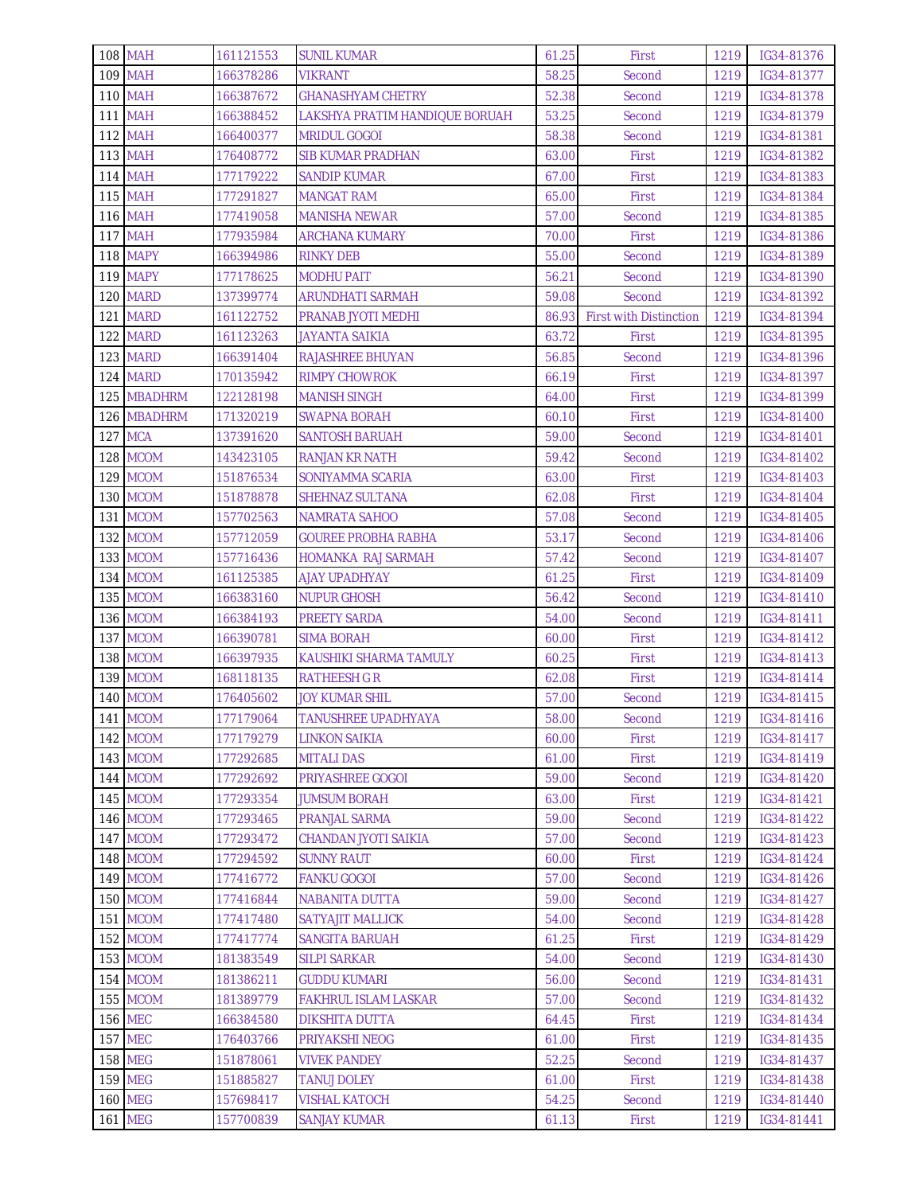| 108 | MAH | 161121553 | SUNIL KUMAR | 61.25 | First | 1219 | IG34-81376 |
|---|---|---|---|---|---|---|---|
| 109 | MAH | 166378286 | VIKRANT | 58.25 | Second | 1219 | IG34-81377 |
| 110 | MAH | 166387672 | GHANASHYAM CHETRY | 52.38 | Second | 1219 | IG34-81378 |
| 111 | MAH | 166388452 | LAKSHYA PRATIM HANDIQUE BORUAH | 53.25 | Second | 1219 | IG34-81379 |
| 112 | MAH | 166400377 | MRIDUL GOGOI | 58.38 | Second | 1219 | IG34-81381 |
| 113 | MAH | 176408772 | SIB KUMAR PRADHAN | 63.00 | First | 1219 | IG34-81382 |
| 114 | MAH | 177179222 | SANDIP KUMAR | 67.00 | First | 1219 | IG34-81383 |
| 115 | MAH | 177291827 | MANGAT RAM | 65.00 | First | 1219 | IG34-81384 |
| 116 | MAH | 177419058 | MANISHA NEWAR | 57.00 | Second | 1219 | IG34-81385 |
| 117 | MAH | 177935984 | ARCHANA KUMARY | 70.00 | First | 1219 | IG34-81386 |
| 118 | MAPY | 166394986 | RINKY DEB | 55.00 | Second | 1219 | IG34-81389 |
| 119 | MAPY | 177178625 | MODHU PAIT | 56.21 | Second | 1219 | IG34-81390 |
| 120 | MARD | 137399774 | ARUNDHATI SARMAH | 59.08 | Second | 1219 | IG34-81392 |
| 121 | MARD | 161122752 | PRANAB JYOTI MEDHI | 86.93 | First with Distinction | 1219 | IG34-81394 |
| 122 | MARD | 161123263 | JAYANTA SAIKIA | 63.72 | First | 1219 | IG34-81395 |
| 123 | MARD | 166391404 | RAJASHREE BHUYAN | 56.85 | Second | 1219 | IG34-81396 |
| 124 | MARD | 170135942 | RIMPY CHOWROK | 66.19 | First | 1219 | IG34-81397 |
| 125 | MBADHRM | 122128198 | MANISH SINGH | 64.00 | First | 1219 | IG34-81399 |
| 126 | MBADHRM | 171320219 | SWAPNA BORAH | 60.10 | First | 1219 | IG34-81400 |
| 127 | MCA | 137391620 | SANTOSH BARUAH | 59.00 | Second | 1219 | IG34-81401 |
| 128 | MCOM | 143423105 | RANJAN KR NATH | 59.42 | Second | 1219 | IG34-81402 |
| 129 | MCOM | 151876534 | SONIYAMMA SCARIA | 63.00 | First | 1219 | IG34-81403 |
| 130 | MCOM | 151878878 | SHEHNAZ SULTANA | 62.08 | First | 1219 | IG34-81404 |
| 131 | MCOM | 157702563 | NAMRATA SAHOO | 57.08 | Second | 1219 | IG34-81405 |
| 132 | MCOM | 157712059 | GOUREE PROBHA RABHA | 53.17 | Second | 1219 | IG34-81406 |
| 133 | MCOM | 157716436 | HOMANKA RAJ SARMAH | 57.42 | Second | 1219 | IG34-81407 |
| 134 | MCOM | 161125385 | AJAY UPADHYAY | 61.25 | First | 1219 | IG34-81409 |
| 135 | MCOM | 166383160 | NUPUR GHOSH | 56.42 | Second | 1219 | IG34-81410 |
| 136 | MCOM | 166384193 | PREETY SARDA | 54.00 | Second | 1219 | IG34-81411 |
| 137 | MCOM | 166390781 | SIMA BORAH | 60.00 | First | 1219 | IG34-81412 |
| 138 | MCOM | 166397935 | KAUSHIKI SHARMA TAMULY | 60.25 | First | 1219 | IG34-81413 |
| 139 | MCOM | 168118135 | RATHEESH G R | 62.08 | First | 1219 | IG34-81414 |
| 140 | MCOM | 176405602 | JOY KUMAR SHIL | 57.00 | Second | 1219 | IG34-81415 |
| 141 | MCOM | 177179064 | TANUSHREE UPADHYAYA | 58.00 | Second | 1219 | IG34-81416 |
| 142 | MCOM | 177179279 | LINKON SAIKIA | 60.00 | First | 1219 | IG34-81417 |
| 143 | MCOM | 177292685 | MITALI DAS | 61.00 | First | 1219 | IG34-81419 |
| 144 | MCOM | 177292692 | PRIYASHREE GOGOI | 59.00 | Second | 1219 | IG34-81420 |
| 145 | MCOM | 177293354 | JUMSUM BORAH | 63.00 | First | 1219 | IG34-81421 |
| 146 | MCOM | 177293465 | PRANJAL SARMA | 59.00 | Second | 1219 | IG34-81422 |
| 147 | MCOM | 177293472 | CHANDAN JYOTI SAIKIA | 57.00 | Second | 1219 | IG34-81423 |
| 148 | MCOM | 177294592 | SUNNY RAUT | 60.00 | First | 1219 | IG34-81424 |
| 149 | MCOM | 177416772 | FANKU GOGOI | 57.00 | Second | 1219 | IG34-81426 |
| 150 | MCOM | 177416844 | NABANITA DUTTA | 59.00 | Second | 1219 | IG34-81427 |
| 151 | MCOM | 177417480 | SATYAJIT MALLICK | 54.00 | Second | 1219 | IG34-81428 |
| 152 | MCOM | 177417774 | SANGITA BARUAH | 61.25 | First | 1219 | IG34-81429 |
| 153 | MCOM | 181383549 | SILPI SARKAR | 54.00 | Second | 1219 | IG34-81430 |
| 154 | MCOM | 181386211 | GUDDU KUMARI | 56.00 | Second | 1219 | IG34-81431 |
| 155 | MCOM | 181389779 | FAKHRUL ISLAM LASKAR | 57.00 | Second | 1219 | IG34-81432 |
| 156 | MEC | 166384580 | DIKSHITA DUTTA | 64.45 | First | 1219 | IG34-81434 |
| 157 | MEC | 176403766 | PRIYAKSHI NEOG | 61.00 | First | 1219 | IG34-81435 |
| 158 | MEG | 151878061 | VIVEK PANDEY | 52.25 | Second | 1219 | IG34-81437 |
| 159 | MEG | 151885827 | TANUJ DOLEY | 61.00 | First | 1219 | IG34-81438 |
| 160 | MEG | 157698417 | VISHAL KATOCH | 54.25 | Second | 1219 | IG34-81440 |
| 161 | MEG | 157700839 | SANJAY KUMAR | 61.13 | First | 1219 | IG34-81441 |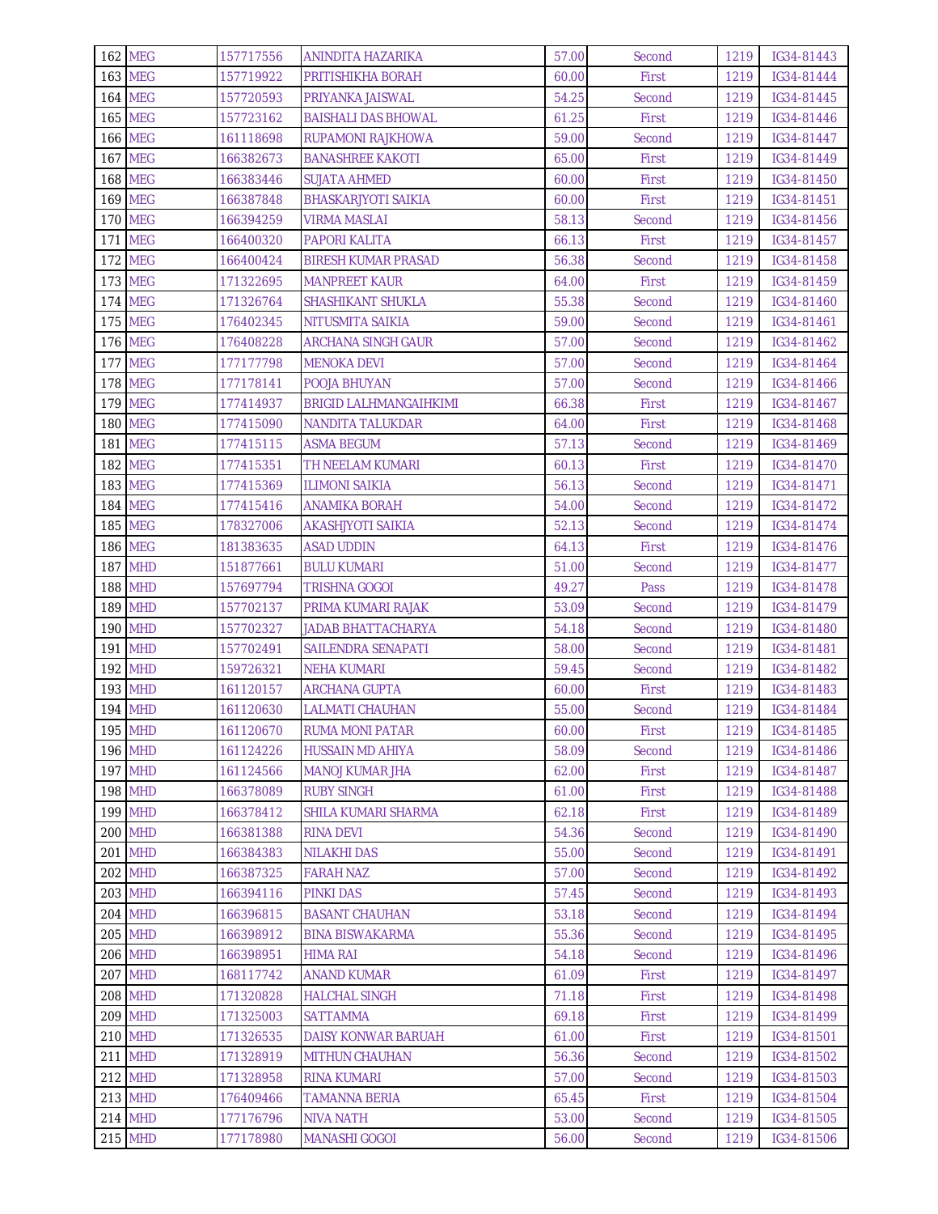| | | | | | | | |
|---|---|---|---|---|---|---|---|
| 162 | MEG | 157717556 | ANINDITA HAZARIKA | 57.00 | Second | 1219 | IG34-81443 |
| 163 | MEG | 157719922 | PRITISHIKHA BORAH | 60.00 | First | 1219 | IG34-81444 |
| 164 | MEG | 157720593 | PRIYANKA JAISWAL | 54.25 | Second | 1219 | IG34-81445 |
| 165 | MEG | 157723162 | BAISHALI DAS BHOWAL | 61.25 | First | 1219 | IG34-81446 |
| 166 | MEG | 161118698 | RUPAMONI RAJKHOWA | 59.00 | Second | 1219 | IG34-81447 |
| 167 | MEG | 166382673 | BANASHREE KAKOTI | 65.00 | First | 1219 | IG34-81449 |
| 168 | MEG | 166383446 | SUJATA AHMED | 60.00 | First | 1219 | IG34-81450 |
| 169 | MEG | 166387848 | BHASKARJYOTI SAIKIA | 60.00 | First | 1219 | IG34-81451 |
| 170 | MEG | 166394259 | VIRMA MASLAI | 58.13 | Second | 1219 | IG34-81456 |
| 171 | MEG | 166400320 | PAPORI KALITA | 66.13 | First | 1219 | IG34-81457 |
| 172 | MEG | 166400424 | BIRESH KUMAR PRASAD | 56.38 | Second | 1219 | IG34-81458 |
| 173 | MEG | 171322695 | MANPREET KAUR | 64.00 | First | 1219 | IG34-81459 |
| 174 | MEG | 171326764 | SHASHIKANT SHUKLA | 55.38 | Second | 1219 | IG34-81460 |
| 175 | MEG | 176402345 | NITUSMITA SAIKIA | 59.00 | Second | 1219 | IG34-81461 |
| 176 | MEG | 176408228 | ARCHANA SINGH GAUR | 57.00 | Second | 1219 | IG34-81462 |
| 177 | MEG | 177177798 | MENOKA DEVI | 57.00 | Second | 1219 | IG34-81464 |
| 178 | MEG | 177178141 | POOJA BHUYAN | 57.00 | Second | 1219 | IG34-81466 |
| 179 | MEG | 177414937 | BRIGID LALHMANGAIHKIMI | 66.38 | First | 1219 | IG34-81467 |
| 180 | MEG | 177415090 | NANDITA TALUKDAR | 64.00 | First | 1219 | IG34-81468 |
| 181 | MEG | 177415115 | ASMA BEGUM | 57.13 | Second | 1219 | IG34-81469 |
| 182 | MEG | 177415351 | TH NEELAM KUMARI | 60.13 | First | 1219 | IG34-81470 |
| 183 | MEG | 177415369 | ILIMONI SAIKIA | 56.13 | Second | 1219 | IG34-81471 |
| 184 | MEG | 177415416 | ANAMIKA BORAH | 54.00 | Second | 1219 | IG34-81472 |
| 185 | MEG | 178327006 | AKASHJYOTI SAIKIA | 52.13 | Second | 1219 | IG34-81474 |
| 186 | MEG | 181383635 | ASAD UDDIN | 64.13 | First | 1219 | IG34-81476 |
| 187 | MHD | 151877661 | BULU KUMARI | 51.00 | Second | 1219 | IG34-81477 |
| 188 | MHD | 157697794 | TRISHNA GOGOI | 49.27 | Pass | 1219 | IG34-81478 |
| 189 | MHD | 157702137 | PRIMA KUMARI RAJAK | 53.09 | Second | 1219 | IG34-81479 |
| 190 | MHD | 157702327 | JADAB BHATTACHARYA | 54.18 | Second | 1219 | IG34-81480 |
| 191 | MHD | 157702491 | SAILENDRA SENAPATI | 58.00 | Second | 1219 | IG34-81481 |
| 192 | MHD | 159726321 | NEHA KUMARI | 59.45 | Second | 1219 | IG34-81482 |
| 193 | MHD | 161120157 | ARCHANA GUPTA | 60.00 | First | 1219 | IG34-81483 |
| 194 | MHD | 161120630 | LALMATI CHAUHAN | 55.00 | Second | 1219 | IG34-81484 |
| 195 | MHD | 161120670 | RUMA MONI PATAR | 60.00 | First | 1219 | IG34-81485 |
| 196 | MHD | 161124226 | HUSSAIN MD AHIYA | 58.09 | Second | 1219 | IG34-81486 |
| 197 | MHD | 161124566 | MANOJ KUMAR JHA | 62.00 | First | 1219 | IG34-81487 |
| 198 | MHD | 166378089 | RUBY SINGH | 61.00 | First | 1219 | IG34-81488 |
| 199 | MHD | 166378412 | SHILA KUMARI SHARMA | 62.18 | First | 1219 | IG34-81489 |
| 200 | MHD | 166381388 | RINA DEVI | 54.36 | Second | 1219 | IG34-81490 |
| 201 | MHD | 166384383 | NILAKHI DAS | 55.00 | Second | 1219 | IG34-81491 |
| 202 | MHD | 166387325 | FARAH NAZ | 57.00 | Second | 1219 | IG34-81492 |
| 203 | MHD | 166394116 | PINKI DAS | 57.45 | Second | 1219 | IG34-81493 |
| 204 | MHD | 166396815 | BASANT CHAUHAN | 53.18 | Second | 1219 | IG34-81494 |
| 205 | MHD | 166398912 | BINA BISWAKARMA | 55.36 | Second | 1219 | IG34-81495 |
| 206 | MHD | 166398951 | HIMA RAI | 54.18 | Second | 1219 | IG34-81496 |
| 207 | MHD | 168117742 | ANAND KUMAR | 61.09 | First | 1219 | IG34-81497 |
| 208 | MHD | 171320828 | HALCHAL SINGH | 71.18 | First | 1219 | IG34-81498 |
| 209 | MHD | 171325003 | SATTAMMA | 69.18 | First | 1219 | IG34-81499 |
| 210 | MHD | 171326535 | DAISY KONWAR BARUAH | 61.00 | First | 1219 | IG34-81501 |
| 211 | MHD | 171328919 | MITHUN CHAUHAN | 56.36 | Second | 1219 | IG34-81502 |
| 212 | MHD | 171328958 | RINA KUMARI | 57.00 | Second | 1219 | IG34-81503 |
| 213 | MHD | 176409466 | TAMANNA BERIA | 65.45 | First | 1219 | IG34-81504 |
| 214 | MHD | 177176796 | NIVA NATH | 53.00 | Second | 1219 | IG34-81505 |
| 215 | MHD | 177178980 | MANASHI GOGOI | 56.00 | Second | 1219 | IG34-81506 |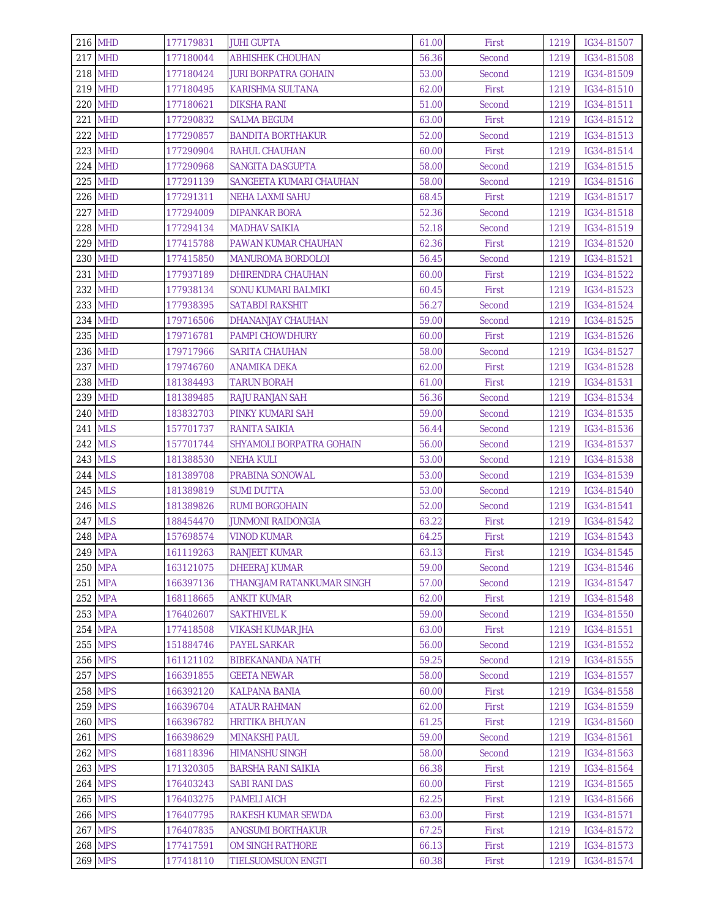| 216 | MHD | 177179831 | JUHI GUPTA | 61.00 | First | 1219 | IG34-81507 |
|---|---|---|---|---|---|---|---|
| 217 | MHD | 177180044 | ABHISHEK CHOUHAN | 56.36 | Second | 1219 | IG34-81508 |
| 218 | MHD | 177180424 | JURI BORPATRA GOHAIN | 53.00 | Second | 1219 | IG34-81509 |
| 219 | MHD | 177180495 | KARISHMA SULTANA | 62.00 | First | 1219 | IG34-81510 |
| 220 | MHD | 177180621 | DIKSHA RANI | 51.00 | Second | 1219 | IG34-81511 |
| 221 | MHD | 177290832 | SALMA BEGUM | 63.00 | First | 1219 | IG34-81512 |
| 222 | MHD | 177290857 | BANDITA BORTHAKUR | 52.00 | Second | 1219 | IG34-81513 |
| 223 | MHD | 177290904 | RAHUL CHAUHAN | 60.00 | First | 1219 | IG34-81514 |
| 224 | MHD | 177290968 | SANGITA DASGUPTA | 58.00 | Second | 1219 | IG34-81515 |
| 225 | MHD | 177291139 | SANGEETA KUMARI CHAUHAN | 58.00 | Second | 1219 | IG34-81516 |
| 226 | MHD | 177291311 | NEHA LAXMI SAHU | 68.45 | First | 1219 | IG34-81517 |
| 227 | MHD | 177294009 | DIPANKAR BORA | 52.36 | Second | 1219 | IG34-81518 |
| 228 | MHD | 177294134 | MADHAV SAIKIA | 52.18 | Second | 1219 | IG34-81519 |
| 229 | MHD | 177415788 | PAWAN KUMAR CHAUHAN | 62.36 | First | 1219 | IG34-81520 |
| 230 | MHD | 177415850 | MANUROMA BORDOLOI | 56.45 | Second | 1219 | IG34-81521 |
| 231 | MHD | 177937189 | DHIRENDRA CHAUHAN | 60.00 | First | 1219 | IG34-81522 |
| 232 | MHD | 177938134 | SONU KUMARI BALMIKI | 60.45 | First | 1219 | IG34-81523 |
| 233 | MHD | 177938395 | SATABDI RAKSHIT | 56.27 | Second | 1219 | IG34-81524 |
| 234 | MHD | 179716506 | DHANANJAY CHAUHAN | 59.00 | Second | 1219 | IG34-81525 |
| 235 | MHD | 179716781 | PAMPI CHOWDHURY | 60.00 | First | 1219 | IG34-81526 |
| 236 | MHD | 179717966 | SARITA CHAUHAN | 58.00 | Second | 1219 | IG34-81527 |
| 237 | MHD | 179746760 | ANAMIKA DEKA | 62.00 | First | 1219 | IG34-81528 |
| 238 | MHD | 181384493 | TARUN BORAH | 61.00 | First | 1219 | IG34-81531 |
| 239 | MHD | 181389485 | RAJU RANJAN SAH | 56.36 | Second | 1219 | IG34-81534 |
| 240 | MHD | 183832703 | PINKY KUMARI SAH | 59.00 | Second | 1219 | IG34-81535 |
| 241 | MLS | 157701737 | RANITA SAIKIA | 56.44 | Second | 1219 | IG34-81536 |
| 242 | MLS | 157701744 | SHYAMOLI BORPATRA GOHAIN | 56.00 | Second | 1219 | IG34-81537 |
| 243 | MLS | 181388530 | NEHA KULI | 53.00 | Second | 1219 | IG34-81538 |
| 244 | MLS | 181389708 | PRABINA SONOWAL | 53.00 | Second | 1219 | IG34-81539 |
| 245 | MLS | 181389819 | SUMI DUTTA | 53.00 | Second | 1219 | IG34-81540 |
| 246 | MLS | 181389826 | RUMI BORGOHAIN | 52.00 | Second | 1219 | IG34-81541 |
| 247 | MLS | 188454470 | JUNMONI RAIDONGIA | 63.22 | First | 1219 | IG34-81542 |
| 248 | MPA | 157698574 | VINOD KUMAR | 64.25 | First | 1219 | IG34-81543 |
| 249 | MPA | 161119263 | RANJEET KUMAR | 63.13 | First | 1219 | IG34-81545 |
| 250 | MPA | 163121075 | DHEERAJ KUMAR | 59.00 | Second | 1219 | IG34-81546 |
| 251 | MPA | 166397136 | THANGJAM RATANKUMAR SINGH | 57.00 | Second | 1219 | IG34-81547 |
| 252 | MPA | 168118665 | ANKIT KUMAR | 62.00 | First | 1219 | IG34-81548 |
| 253 | MPA | 176402607 | SAKTHIVEL K | 59.00 | Second | 1219 | IG34-81550 |
| 254 | MPA | 177418508 | VIKASH KUMAR JHA | 63.00 | First | 1219 | IG34-81551 |
| 255 | MPS | 151884746 | PAYEL SARKAR | 56.00 | Second | 1219 | IG34-81552 |
| 256 | MPS | 161121102 | BIBEKANANDA NATH | 59.25 | Second | 1219 | IG34-81555 |
| 257 | MPS | 166391855 | GEETA NEWAR | 58.00 | Second | 1219 | IG34-81557 |
| 258 | MPS | 166392120 | KALPANA BANIA | 60.00 | First | 1219 | IG34-81558 |
| 259 | MPS | 166396704 | ATAUR RAHMAN | 62.00 | First | 1219 | IG34-81559 |
| 260 | MPS | 166396782 | HRITIKA BHUYAN | 61.25 | First | 1219 | IG34-81560 |
| 261 | MPS | 166398629 | MINAKSHI PAUL | 59.00 | Second | 1219 | IG34-81561 |
| 262 | MPS | 168118396 | HIMANSHU SINGH | 58.00 | Second | 1219 | IG34-81563 |
| 263 | MPS | 171320305 | BARSHA RANI SAIKIA | 66.38 | First | 1219 | IG34-81564 |
| 264 | MPS | 176403243 | SABI RANI DAS | 60.00 | First | 1219 | IG34-81565 |
| 265 | MPS | 176403275 | PAMELI AICH | 62.25 | First | 1219 | IG34-81566 |
| 266 | MPS | 176407795 | RAKESH KUMAR SEWDA | 63.00 | First | 1219 | IG34-81571 |
| 267 | MPS | 176407835 | ANGSUMI BORTHAKUR | 67.25 | First | 1219 | IG34-81572 |
| 268 | MPS | 177417591 | OM SINGH RATHORE | 66.13 | First | 1219 | IG34-81573 |
| 269 | MPS | 177418110 | TIELSUOMSUON ENGTI | 60.38 | First | 1219 | IG34-81574 |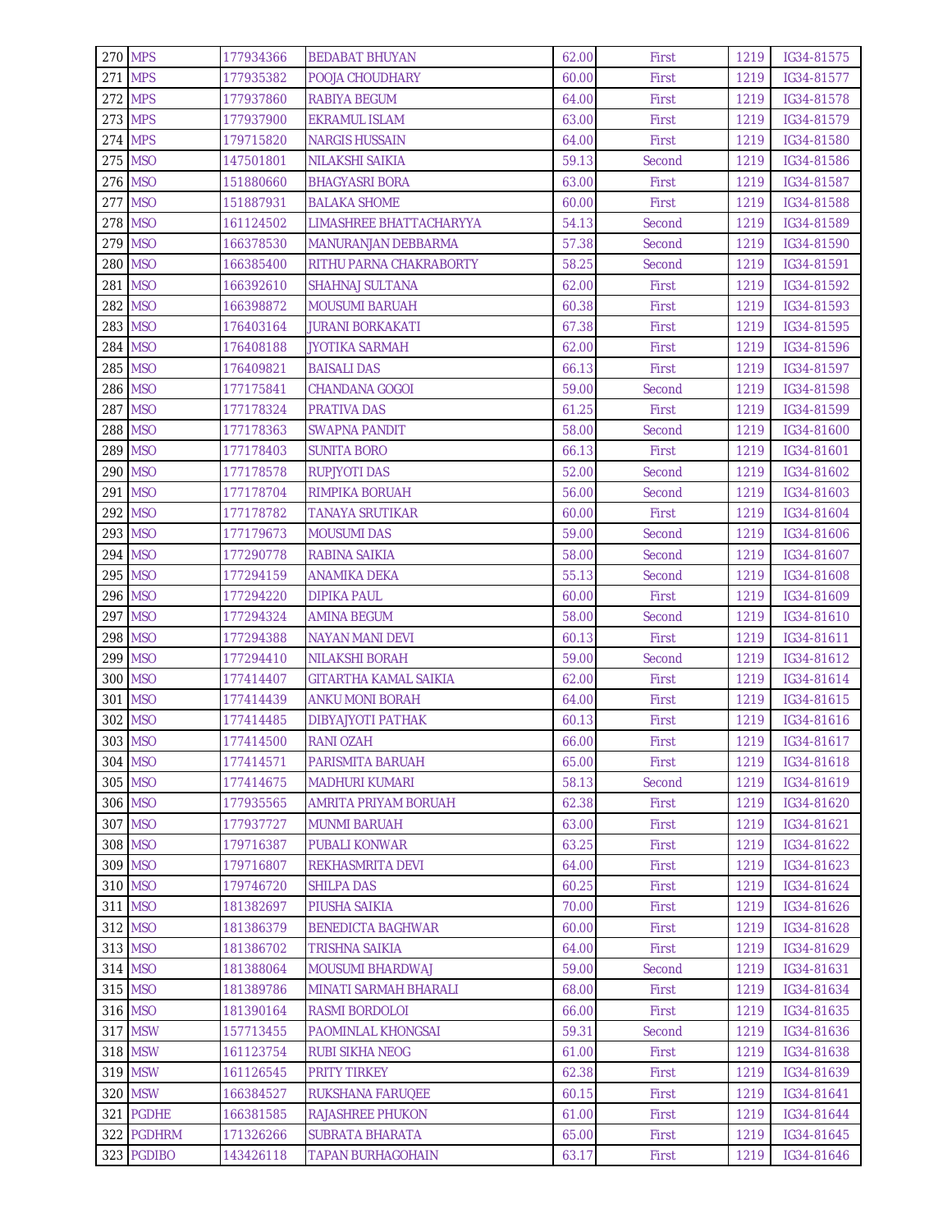| | | | | | | | |
|---|---|---|---|---|---|---|---|
| 270 | MPS | 177934366 | BEDABAT BHUYAN | 62.00 | First | 1219 | IG34-81575 |
| 271 | MPS | 177935382 | POOJA CHOUDHARY | 60.00 | First | 1219 | IG34-81577 |
| 272 | MPS | 177937860 | RABIYA BEGUM | 64.00 | First | 1219 | IG34-81578 |
| 273 | MPS | 177937900 | EKRAMUL ISLAM | 63.00 | First | 1219 | IG34-81579 |
| 274 | MPS | 179715820 | NARGIS HUSSAIN | 64.00 | First | 1219 | IG34-81580 |
| 275 | MSO | 147501801 | NILAKSHI SAIKIA | 59.13 | Second | 1219 | IG34-81586 |
| 276 | MSO | 151880660 | BHAGYASRI BORA | 63.00 | First | 1219 | IG34-81587 |
| 277 | MSO | 151887931 | BALAKA SHOME | 60.00 | First | 1219 | IG34-81588 |
| 278 | MSO | 161124502 | LIMASHREE BHATTACHARYYA | 54.13 | Second | 1219 | IG34-81589 |
| 279 | MSO | 166378530 | MANURANJAN DEBBARMA | 57.38 | Second | 1219 | IG34-81590 |
| 280 | MSO | 166385400 | RITHU PARNA CHAKRABORTY | 58.25 | Second | 1219 | IG34-81591 |
| 281 | MSO | 166392610 | SHAHNAJ SULTANA | 62.00 | First | 1219 | IG34-81592 |
| 282 | MSO | 166398872 | MOUSUMI BARUAH | 60.38 | First | 1219 | IG34-81593 |
| 283 | MSO | 176403164 | JURANI BORKAKATI | 67.38 | First | 1219 | IG34-81595 |
| 284 | MSO | 176408188 | JYOTIKA SARMAH | 62.00 | First | 1219 | IG34-81596 |
| 285 | MSO | 176409821 | BAISALI DAS | 66.13 | First | 1219 | IG34-81597 |
| 286 | MSO | 177175841 | CHANDANA GOGOI | 59.00 | Second | 1219 | IG34-81598 |
| 287 | MSO | 177178324 | PRATIVA DAS | 61.25 | First | 1219 | IG34-81599 |
| 288 | MSO | 177178363 | SWAPNA PANDIT | 58.00 | Second | 1219 | IG34-81600 |
| 289 | MSO | 177178403 | SUNITA BORO | 66.13 | First | 1219 | IG34-81601 |
| 290 | MSO | 177178578 | RUPJYOTI DAS | 52.00 | Second | 1219 | IG34-81602 |
| 291 | MSO | 177178704 | RIMPIKA BORUAH | 56.00 | Second | 1219 | IG34-81603 |
| 292 | MSO | 177178782 | TANAYA SRUTIKAR | 60.00 | First | 1219 | IG34-81604 |
| 293 | MSO | 177179673 | MOUSUMI DAS | 59.00 | Second | 1219 | IG34-81606 |
| 294 | MSO | 177290778 | RABINA SAIKIA | 58.00 | Second | 1219 | IG34-81607 |
| 295 | MSO | 177294159 | ANAMIKA DEKA | 55.13 | Second | 1219 | IG34-81608 |
| 296 | MSO | 177294220 | DIPIKA PAUL | 60.00 | First | 1219 | IG34-81609 |
| 297 | MSO | 177294324 | AMINA BEGUM | 58.00 | Second | 1219 | IG34-81610 |
| 298 | MSO | 177294388 | NAYAN MANI DEVI | 60.13 | First | 1219 | IG34-81611 |
| 299 | MSO | 177294410 | NILAKSHI BORAH | 59.00 | Second | 1219 | IG34-81612 |
| 300 | MSO | 177414407 | GITARTHA KAMAL SAIKIA | 62.00 | First | 1219 | IG34-81614 |
| 301 | MSO | 177414439 | ANKU MONI BORAH | 64.00 | First | 1219 | IG34-81615 |
| 302 | MSO | 177414485 | DIBYAJYOTI PATHAK | 60.13 | First | 1219 | IG34-81616 |
| 303 | MSO | 177414500 | RANI OZAH | 66.00 | First | 1219 | IG34-81617 |
| 304 | MSO | 177414571 | PARISMITA BARUAH | 65.00 | First | 1219 | IG34-81618 |
| 305 | MSO | 177414675 | MADHURI KUMARI | 58.13 | Second | 1219 | IG34-81619 |
| 306 | MSO | 177935565 | AMRITA PRIYAM BORUAH | 62.38 | First | 1219 | IG34-81620 |
| 307 | MSO | 177937727 | MUNMI BARUAH | 63.00 | First | 1219 | IG34-81621 |
| 308 | MSO | 179716387 | PUBALI KONWAR | 63.25 | First | 1219 | IG34-81622 |
| 309 | MSO | 179716807 | REKHASMRITA DEVI | 64.00 | First | 1219 | IG34-81623 |
| 310 | MSO | 179746720 | SHILPA DAS | 60.25 | First | 1219 | IG34-81624 |
| 311 | MSO | 181382697 | PIUSHA SAIKIA | 70.00 | First | 1219 | IG34-81626 |
| 312 | MSO | 181386379 | BENEDICTA BAGHWAR | 60.00 | First | 1219 | IG34-81628 |
| 313 | MSO | 181386702 | TRISHNA SAIKIA | 64.00 | First | 1219 | IG34-81629 |
| 314 | MSO | 181388064 | MOUSUMI BHARDWAJ | 59.00 | Second | 1219 | IG34-81631 |
| 315 | MSO | 181389786 | MINATI SARMAH BHARALI | 68.00 | First | 1219 | IG34-81634 |
| 316 | MSO | 181390164 | RASMI BORDOLOI | 66.00 | First | 1219 | IG34-81635 |
| 317 | MSW | 157713455 | PAOMINLAL KHONGSAI | 59.31 | Second | 1219 | IG34-81636 |
| 318 | MSW | 161123754 | RUBI SIKHA NEOG | 61.00 | First | 1219 | IG34-81638 |
| 319 | MSW | 161126545 | PRITY TIRKEY | 62.38 | First | 1219 | IG34-81639 |
| 320 | MSW | 166384527 | RUKSHANA FARUQEE | 60.15 | First | 1219 | IG34-81641 |
| 321 | PGDHE | 166381585 | RAJASHREE PHUKON | 61.00 | First | 1219 | IG34-81644 |
| 322 | PGDHRM | 171326266 | SUBRATA BHARATA | 65.00 | First | 1219 | IG34-81645 |
| 323 | PGDIBO | 143426118 | TAPAN BURHAGOHAIN | 63.17 | First | 1219 | IG34-81646 |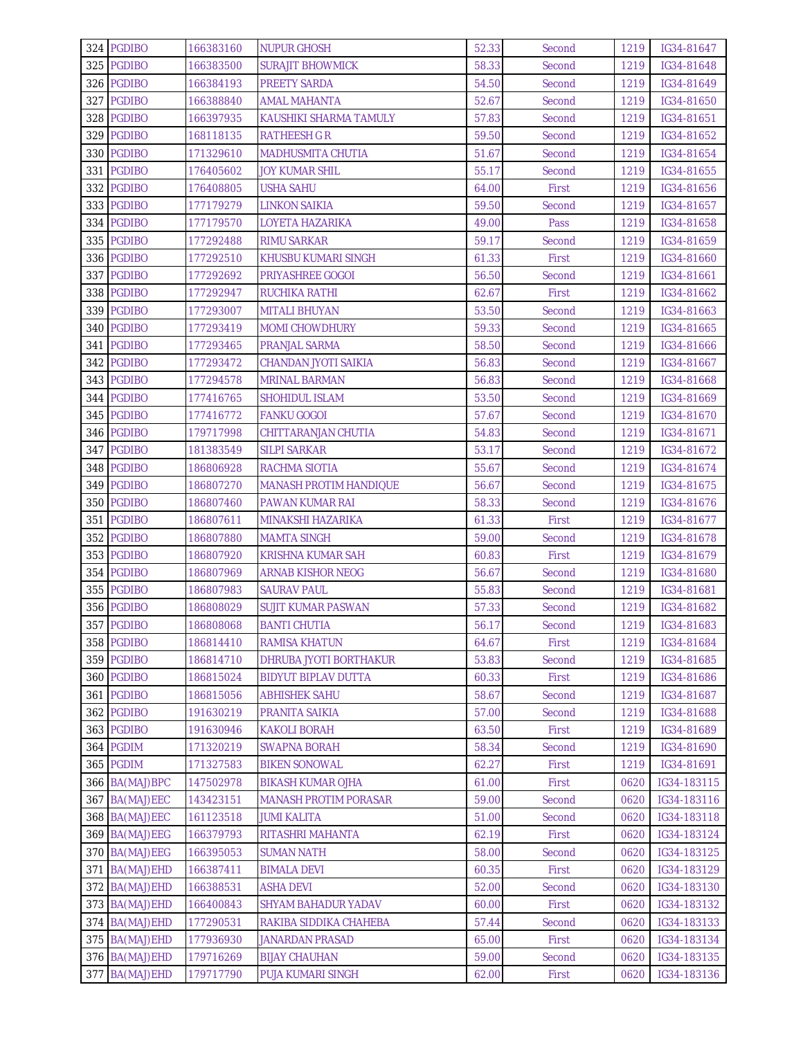| 324 | PGDIBO | 166383160 | NUPUR GHOSH | 52.33 | Second | 1219 | IG34-81647 |
|---|---|---|---|---|---|---|---|
| 325 | PGDIBO | 166383500 | SURAJIT BHOWMICK | 58.33 | Second | 1219 | IG34-81648 |
| 326 | PGDIBO | 166384193 | PREETY SARDA | 54.50 | Second | 1219 | IG34-81649 |
| 327 | PGDIBO | 166388840 | AMAL MAHANTA | 52.67 | Second | 1219 | IG34-81650 |
| 328 | PGDIBO | 166397935 | KAUSHIKI SHARMA TAMULY | 57.83 | Second | 1219 | IG34-81651 |
| 329 | PGDIBO | 168118135 | RATHEESH G R | 59.50 | Second | 1219 | IG34-81652 |
| 330 | PGDIBO | 171329610 | MADHUSMITA CHUTIA | 51.67 | Second | 1219 | IG34-81654 |
| 331 | PGDIBO | 176405602 | JOY KUMAR SHIL | 55.17 | Second | 1219 | IG34-81655 |
| 332 | PGDIBO | 176408805 | USHA SAHU | 64.00 | First | 1219 | IG34-81656 |
| 333 | PGDIBO | 177179279 | LINKON SAIKIA | 59.50 | Second | 1219 | IG34-81657 |
| 334 | PGDIBO | 177179570 | LOYETA HAZARIKA | 49.00 | Pass | 1219 | IG34-81658 |
| 335 | PGDIBO | 177292488 | RIMU SARKAR | 59.17 | Second | 1219 | IG34-81659 |
| 336 | PGDIBO | 177292510 | KHUSBU KUMARI SINGH | 61.33 | First | 1219 | IG34-81660 |
| 337 | PGDIBO | 177292692 | PRIYASHREE GOGOI | 56.50 | Second | 1219 | IG34-81661 |
| 338 | PGDIBO | 177292947 | RUCHIKA RATHI | 62.67 | First | 1219 | IG34-81662 |
| 339 | PGDIBO | 177293007 | MITALI BHUYAN | 53.50 | Second | 1219 | IG34-81663 |
| 340 | PGDIBO | 177293419 | MOMI CHOWDHURY | 59.33 | Second | 1219 | IG34-81665 |
| 341 | PGDIBO | 177293465 | PRANJAL SARMA | 58.50 | Second | 1219 | IG34-81666 |
| 342 | PGDIBO | 177293472 | CHANDAN JYOTI SAIKIA | 56.83 | Second | 1219 | IG34-81667 |
| 343 | PGDIBO | 177294578 | MRINAL BARMAN | 56.83 | Second | 1219 | IG34-81668 |
| 344 | PGDIBO | 177416765 | SHOHIDUL ISLAM | 53.50 | Second | 1219 | IG34-81669 |
| 345 | PGDIBO | 177416772 | FANKU GOGOI | 57.67 | Second | 1219 | IG34-81670 |
| 346 | PGDIBO | 179717998 | CHITTARANJAN CHUTIA | 54.83 | Second | 1219 | IG34-81671 |
| 347 | PGDIBO | 181383549 | SILPI SARKAR | 53.17 | Second | 1219 | IG34-81672 |
| 348 | PGDIBO | 186806928 | RACHMA SIOTIA | 55.67 | Second | 1219 | IG34-81674 |
| 349 | PGDIBO | 186807270 | MANASH PROTIM HANDIQUE | 56.67 | Second | 1219 | IG34-81675 |
| 350 | PGDIBO | 186807460 | PAWAN KUMAR RAI | 58.33 | Second | 1219 | IG34-81676 |
| 351 | PGDIBO | 186807611 | MINAKSHI HAZARIKA | 61.33 | First | 1219 | IG34-81677 |
| 352 | PGDIBO | 186807880 | MAMTA SINGH | 59.00 | Second | 1219 | IG34-81678 |
| 353 | PGDIBO | 186807920 | KRISHNA KUMAR SAH | 60.83 | First | 1219 | IG34-81679 |
| 354 | PGDIBO | 186807969 | ARNAB KISHOR NEOG | 56.67 | Second | 1219 | IG34-81680 |
| 355 | PGDIBO | 186807983 | SAURAV PAUL | 55.83 | Second | 1219 | IG34-81681 |
| 356 | PGDIBO | 186808029 | SUJIT KUMAR PASWAN | 57.33 | Second | 1219 | IG34-81682 |
| 357 | PGDIBO | 186808068 | BANTI CHUTIA | 56.17 | Second | 1219 | IG34-81683 |
| 358 | PGDIBO | 186814410 | RAMISA KHATUN | 64.67 | First | 1219 | IG34-81684 |
| 359 | PGDIBO | 186814710 | DHRUBA JYOTI BORTHAKUR | 53.83 | Second | 1219 | IG34-81685 |
| 360 | PGDIBO | 186815024 | BIDYUT BIPLAV DUTTA | 60.33 | First | 1219 | IG34-81686 |
| 361 | PGDIBO | 186815056 | ABHISHEK SAHU | 58.67 | Second | 1219 | IG34-81687 |
| 362 | PGDIBO | 191630219 | PRANITA SAIKIA | 57.00 | Second | 1219 | IG34-81688 |
| 363 | PGDIBO | 191630946 | KAKOLI BORAH | 63.50 | First | 1219 | IG34-81689 |
| 364 | PGDIM | 171320219 | SWAPNA BORAH | 58.34 | Second | 1219 | IG34-81690 |
| 365 | PGDIM | 171327583 | BIKEN SONOWAL | 62.27 | First | 1219 | IG34-81691 |
| 366 | BA(MAJ)BPC | 147502978 | BIKASH KUMAR OJHA | 61.00 | First | 0620 | IG34-183115 |
| 367 | BA(MAJ)EEC | 143423151 | MANASH PROTIM PORASAR | 59.00 | Second | 0620 | IG34-183116 |
| 368 | BA(MAJ)EEC | 161123518 | JUMI KALITA | 51.00 | Second | 0620 | IG34-183118 |
| 369 | BA(MAJ)EEG | 166379793 | RITASHRI MAHANTA | 62.19 | First | 0620 | IG34-183124 |
| 370 | BA(MAJ)EEG | 166395053 | SUMAN NATH | 58.00 | Second | 0620 | IG34-183125 |
| 371 | BA(MAJ)EHD | 166387411 | BIMALA DEVI | 60.35 | First | 0620 | IG34-183129 |
| 372 | BA(MAJ)EHD | 166388531 | ASHA DEVI | 52.00 | Second | 0620 | IG34-183130 |
| 373 | BA(MAJ)EHD | 166400843 | SHYAM BAHADUR YADAV | 60.00 | First | 0620 | IG34-183132 |
| 374 | BA(MAJ)EHD | 177290531 | RAKIBA SIDDIKA CHAHEBA | 57.44 | Second | 0620 | IG34-183133 |
| 375 | BA(MAJ)EHD | 177936930 | JANARDAN PRASAD | 65.00 | First | 0620 | IG34-183134 |
| 376 | BA(MAJ)EHD | 179716269 | BIJAY CHAUHAN | 59.00 | Second | 0620 | IG34-183135 |
| 377 | BA(MAJ)EHD | 179717790 | PUJA KUMARI SINGH | 62.00 | First | 0620 | IG34-183136 |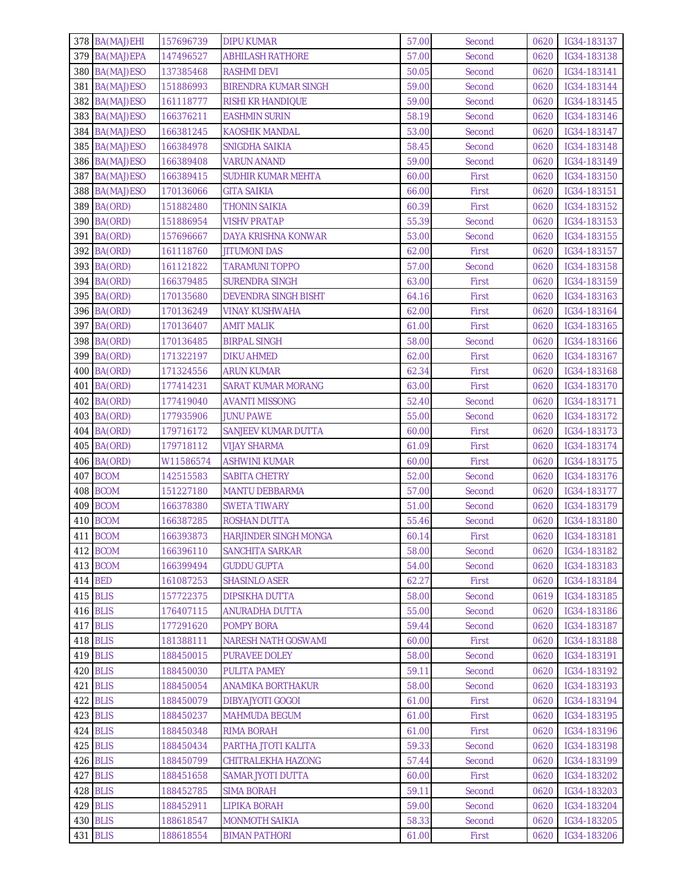| | | | | | | | |
|---|---|---|---|---|---|---|---|
| 378 | BA(MAJ)EHI | 157696739 | DIPU KUMAR | 57.00 | Second | 0620 | IG34-183137 |
| 379 | BA(MAJ)EPA | 147496527 | ABHILASH RATHORE | 57.00 | Second | 0620 | IG34-183138 |
| 380 | BA(MAJ)ESO | 137385468 | RASHMI DEVI | 50.05 | Second | 0620 | IG34-183141 |
| 381 | BA(MAJ)ESO | 151886993 | BIRENDRA KUMAR SINGH | 59.00 | Second | 0620 | IG34-183144 |
| 382 | BA(MAJ)ESO | 161118777 | RISHI KR HANDIQUE | 59.00 | Second | 0620 | IG34-183145 |
| 383 | BA(MAJ)ESO | 166376211 | EASHMIN SURIN | 58.19 | Second | 0620 | IG34-183146 |
| 384 | BA(MAJ)ESO | 166381245 | KAOSHIK MANDAL | 53.00 | Second | 0620 | IG34-183147 |
| 385 | BA(MAJ)ESO | 166384978 | SNIGDHA SAIKIA | 58.45 | Second | 0620 | IG34-183148 |
| 386 | BA(MAJ)ESO | 166389408 | VARUN ANAND | 59.00 | Second | 0620 | IG34-183149 |
| 387 | BA(MAJ)ESO | 166389415 | SUDHIR KUMAR MEHTA | 60.00 | First | 0620 | IG34-183150 |
| 388 | BA(MAJ)ESO | 170136066 | GITA SAIKIA | 66.00 | First | 0620 | IG34-183151 |
| 389 | BA(ORD) | 151882480 | THONIN SAIKIA | 60.39 | First | 0620 | IG34-183152 |
| 390 | BA(ORD) | 151886954 | VISHV PRATAP | 55.39 | Second | 0620 | IG34-183153 |
| 391 | BA(ORD) | 157696667 | DAYA KRISHNA KONWAR | 53.00 | Second | 0620 | IG34-183155 |
| 392 | BA(ORD) | 161118760 | JITUMONI DAS | 62.00 | First | 0620 | IG34-183157 |
| 393 | BA(ORD) | 161121822 | TARAMUNI TOPPO | 57.00 | Second | 0620 | IG34-183158 |
| 394 | BA(ORD) | 166379485 | SURENDRA SINGH | 63.00 | First | 0620 | IG34-183159 |
| 395 | BA(ORD) | 170135680 | DEVENDRA SINGH BISHT | 64.16 | First | 0620 | IG34-183163 |
| 396 | BA(ORD) | 170136249 | VINAY KUSHWAHA | 62.00 | First | 0620 | IG34-183164 |
| 397 | BA(ORD) | 170136407 | AMIT MALIK | 61.00 | First | 0620 | IG34-183165 |
| 398 | BA(ORD) | 170136485 | BIRPAL SINGH | 58.00 | Second | 0620 | IG34-183166 |
| 399 | BA(ORD) | 171322197 | DIKU AHMED | 62.00 | First | 0620 | IG34-183167 |
| 400 | BA(ORD) | 171324556 | ARUN KUMAR | 62.34 | First | 0620 | IG34-183168 |
| 401 | BA(ORD) | 177414231 | SARAT KUMAR MORANG | 63.00 | First | 0620 | IG34-183170 |
| 402 | BA(ORD) | 177419040 | AVANTI MISSONG | 52.40 | Second | 0620 | IG34-183171 |
| 403 | BA(ORD) | 177935906 | JUNU PAWE | 55.00 | Second | 0620 | IG34-183172 |
| 404 | BA(ORD) | 179716172 | SANJEEV KUMAR DUTTA | 60.00 | First | 0620 | IG34-183173 |
| 405 | BA(ORD) | 179718112 | VIJAY SHARMA | 61.09 | First | 0620 | IG34-183174 |
| 406 | BA(ORD) | W11586574 | ASHWINI KUMAR | 60.00 | First | 0620 | IG34-183175 |
| 407 | BCOM | 142515583 | SABITA CHETRY | 52.00 | Second | 0620 | IG34-183176 |
| 408 | BCOM | 151227180 | MANTU DEBBARMA | 57.00 | Second | 0620 | IG34-183177 |
| 409 | BCOM | 166378380 | SWETA TIWARY | 51.00 | Second | 0620 | IG34-183179 |
| 410 | BCOM | 166387285 | ROSHAN DUTTA | 55.46 | Second | 0620 | IG34-183180 |
| 411 | BCOM | 166393873 | HARJINDER SINGH MONGA | 60.14 | First | 0620 | IG34-183181 |
| 412 | BCOM | 166396110 | SANCHITA SARKAR | 58.00 | Second | 0620 | IG34-183182 |
| 413 | BCOM | 166399494 | GUDDU GUPTA | 54.00 | Second | 0620 | IG34-183183 |
| 414 | BED | 161087253 | SHASINLO ASER | 62.27 | First | 0620 | IG34-183184 |
| 415 | BLIS | 157722375 | DIPSIKHA DUTTA | 58.00 | Second | 0619 | IG34-183185 |
| 416 | BLIS | 176407115 | ANURADHA DUTTA | 55.00 | Second | 0620 | IG34-183186 |
| 417 | BLIS | 177291620 | POMPY BORA | 59.44 | Second | 0620 | IG34-183187 |
| 418 | BLIS | 181388111 | NARESH NATH GOSWAMI | 60.00 | First | 0620 | IG34-183188 |
| 419 | BLIS | 188450015 | PURAVEE DOLEY | 58.00 | Second | 0620 | IG34-183191 |
| 420 | BLIS | 188450030 | PULITA PAMEY | 59.11 | Second | 0620 | IG34-183192 |
| 421 | BLIS | 188450054 | ANAMIKA BORTHAKUR | 58.00 | Second | 0620 | IG34-183193 |
| 422 | BLIS | 188450079 | DIBYAJYOTI GOGOI | 61.00 | First | 0620 | IG34-183194 |
| 423 | BLIS | 188450237 | MAHMUDA BEGUM | 61.00 | First | 0620 | IG34-183195 |
| 424 | BLIS | 188450348 | RIMA BORAH | 61.00 | First | 0620 | IG34-183196 |
| 425 | BLIS | 188450434 | PARTHA JTOTI KALITA | 59.33 | Second | 0620 | IG34-183198 |
| 426 | BLIS | 188450799 | CHITRALEKHA HAZONG | 57.44 | Second | 0620 | IG34-183199 |
| 427 | BLIS | 188451658 | SAMAR JYOTI DUTTA | 60.00 | First | 0620 | IG34-183202 |
| 428 | BLIS | 188452785 | SIMA BORAH | 59.11 | Second | 0620 | IG34-183203 |
| 429 | BLIS | 188452911 | LIPIKA BORAH | 59.00 | Second | 0620 | IG34-183204 |
| 430 | BLIS | 188618547 | MONMOTH SAIKIA | 58.33 | Second | 0620 | IG34-183205 |
| 431 | BLIS | 188618554 | BIMAN PATHORI | 61.00 | First | 0620 | IG34-183206 |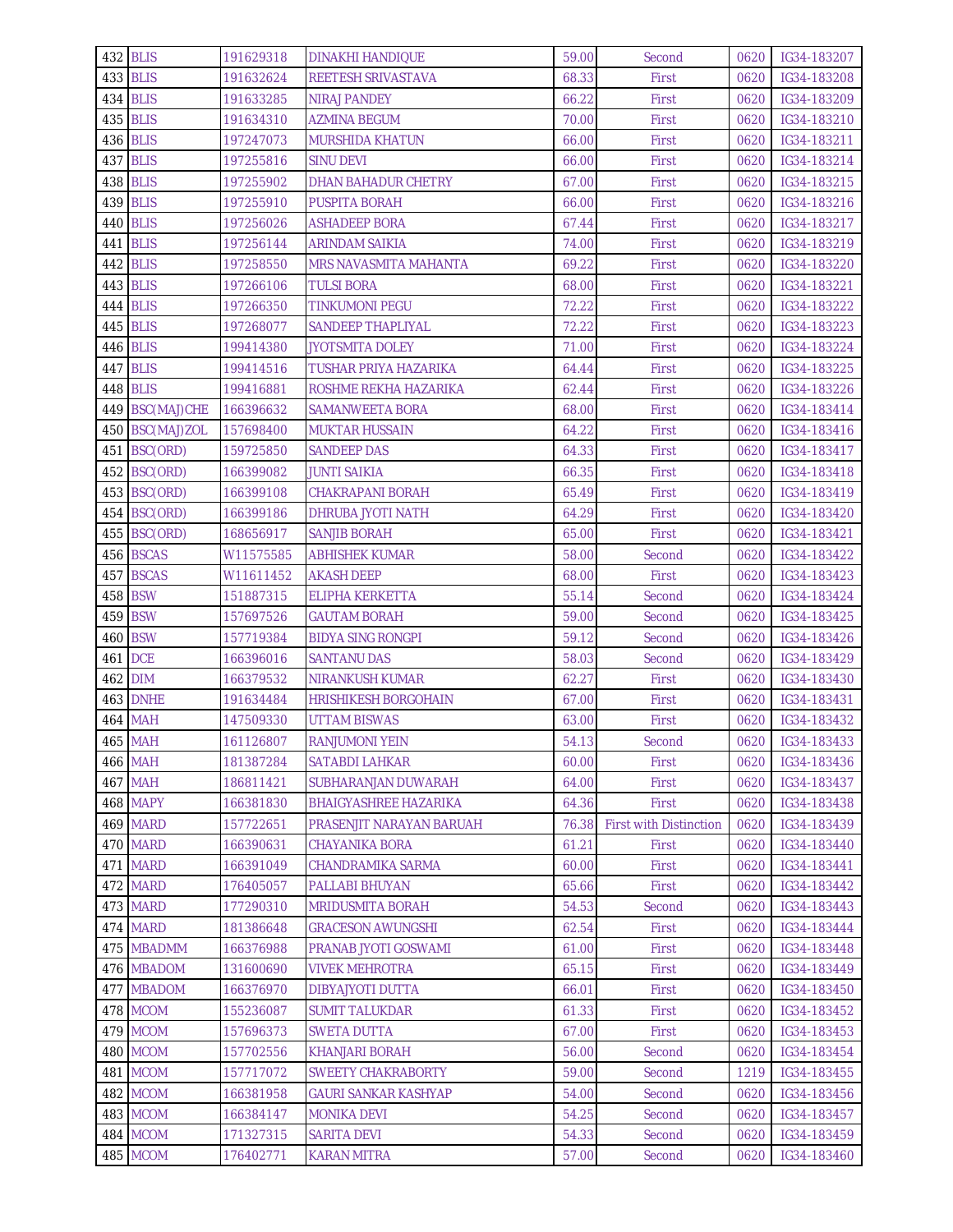| 432 | BLIS | 191629318 | DINAKHI HANDIQUE | 59.00 | Second | 0620 | IG34-183207 |
|---|---|---|---|---|---|---|---|
| 433 | BLIS | 191632624 | REETESH SRIVASTAVA | 68.33 | First | 0620 | IG34-183208 |
| 434 | BLIS | 191633285 | NIRAJ PANDEY | 66.22 | First | 0620 | IG34-183209 |
| 435 | BLIS | 191634310 | AZMINA BEGUM | 70.00 | First | 0620 | IG34-183210 |
| 436 | BLIS | 197247073 | MURSHIDA KHATUN | 66.00 | First | 0620 | IG34-183211 |
| 437 | BLIS | 197255816 | SINU DEVI | 66.00 | First | 0620 | IG34-183214 |
| 438 | BLIS | 197255902 | DHAN BAHADUR CHETRY | 67.00 | First | 0620 | IG34-183215 |
| 439 | BLIS | 197255910 | PUSPITA BORAH | 66.00 | First | 0620 | IG34-183216 |
| 440 | BLIS | 197256026 | ASHADEEP BORA | 67.44 | First | 0620 | IG34-183217 |
| 441 | BLIS | 197256144 | ARINDAM SAIKIA | 74.00 | First | 0620 | IG34-183219 |
| 442 | BLIS | 197258550 | MRS NAVASMITA MAHANTA | 69.22 | First | 0620 | IG34-183220 |
| 443 | BLIS | 197266106 | TULSI BORA | 68.00 | First | 0620 | IG34-183221 |
| 444 | BLIS | 197266350 | TINKUMONI PEGU | 72.22 | First | 0620 | IG34-183222 |
| 445 | BLIS | 197268077 | SANDEEP THAPLIYAL | 72.22 | First | 0620 | IG34-183223 |
| 446 | BLIS | 199414380 | JYOTSMITA DOLEY | 71.00 | First | 0620 | IG34-183224 |
| 447 | BLIS | 199414516 | TUSHAR PRIYA HAZARIKA | 64.44 | First | 0620 | IG34-183225 |
| 448 | BLIS | 199416881 | ROSHME REKHA HAZARIKA | 62.44 | First | 0620 | IG34-183226 |
| 449 | BSC(MAJ)CHE | 166396632 | SAMANWEETA BORA | 68.00 | First | 0620 | IG34-183414 |
| 450 | BSC(MAJ)ZOL | 157698400 | MUKTAR HUSSAIN | 64.22 | First | 0620 | IG34-183416 |
| 451 | BSC(ORD) | 159725850 | SANDEEP DAS | 64.33 | First | 0620 | IG34-183417 |
| 452 | BSC(ORD) | 166399082 | JUNTI SAIKIA | 66.35 | First | 0620 | IG34-183418 |
| 453 | BSC(ORD) | 166399108 | CHAKRAPANI BORAH | 65.49 | First | 0620 | IG34-183419 |
| 454 | BSC(ORD) | 166399186 | DHRUBA JYOTI NATH | 64.29 | First | 0620 | IG34-183420 |
| 455 | BSC(ORD) | 168656917 | SANJIB BORAH | 65.00 | First | 0620 | IG34-183421 |
| 456 | BSCAS | W11575585 | ABHISHEK KUMAR | 58.00 | Second | 0620 | IG34-183422 |
| 457 | BSCAS | W11611452 | AKASH DEEP | 68.00 | First | 0620 | IG34-183423 |
| 458 | BSW | 151887315 | ELIPHA KERKETTA | 55.14 | Second | 0620 | IG34-183424 |
| 459 | BSW | 157697526 | GAUTAM BORAH | 59.00 | Second | 0620 | IG34-183425 |
| 460 | BSW | 157719384 | BIDYA SING RONGPI | 59.12 | Second | 0620 | IG34-183426 |
| 461 | DCE | 166396016 | SANTANU DAS | 58.03 | Second | 0620 | IG34-183429 |
| 462 | DIM | 166379532 | NIRANKUSH KUMAR | 62.27 | First | 0620 | IG34-183430 |
| 463 | DNHE | 191634484 | HRISHIKESH BORGOHAIN | 67.00 | First | 0620 | IG34-183431 |
| 464 | MAH | 147509330 | UTTAM BISWAS | 63.00 | First | 0620 | IG34-183432 |
| 465 | MAH | 161126807 | RANJUMONI YEIN | 54.13 | Second | 0620 | IG34-183433 |
| 466 | MAH | 181387284 | SATABDI LAHKAR | 60.00 | First | 0620 | IG34-183436 |
| 467 | MAH | 186811421 | SUBHARANJAN DUWARAH | 64.00 | First | 0620 | IG34-183437 |
| 468 | MAPY | 166381830 | BHAIGYASHREE HAZARIKA | 64.36 | First | 0620 | IG34-183438 |
| 469 | MARD | 157722651 | PRASENJIT NARAYAN BARUAH | 76.38 | First with Distinction | 0620 | IG34-183439 |
| 470 | MARD | 166390631 | CHAYANIKA BORA | 61.21 | First | 0620 | IG34-183440 |
| 471 | MARD | 166391049 | CHANDRAMIKA SARMA | 60.00 | First | 0620 | IG34-183441 |
| 472 | MARD | 176405057 | PALLABI BHUYAN | 65.66 | First | 0620 | IG34-183442 |
| 473 | MARD | 177290310 | MRIDUSMITA BORAH | 54.53 | Second | 0620 | IG34-183443 |
| 474 | MARD | 181386648 | GRACESON AWUNGSHI | 62.54 | First | 0620 | IG34-183444 |
| 475 | MBADMM | 166376988 | PRANAB JYOTI GOSWAMI | 61.00 | First | 0620 | IG34-183448 |
| 476 | MBADOM | 131600690 | VIVEK MEHROTRA | 65.15 | First | 0620 | IG34-183449 |
| 477 | MBADOM | 166376970 | DIBYAJYOTI DUTTA | 66.01 | First | 0620 | IG34-183450 |
| 478 | MCOM | 155236087 | SUMIT TALUKDAR | 61.33 | First | 0620 | IG34-183452 |
| 479 | MCOM | 157696373 | SWETA DUTTA | 67.00 | First | 0620 | IG34-183453 |
| 480 | MCOM | 157702556 | KHANJARI BORAH | 56.00 | Second | 0620 | IG34-183454 |
| 481 | MCOM | 157717072 | SWEETY CHAKRABORTY | 59.00 | Second | 1219 | IG34-183455 |
| 482 | MCOM | 166381958 | GAURI SANKAR KASHYAP | 54.00 | Second | 0620 | IG34-183456 |
| 483 | MCOM | 166384147 | MONIKA DEVI | 54.25 | Second | 0620 | IG34-183457 |
| 484 | MCOM | 171327315 | SARITA DEVI | 54.33 | Second | 0620 | IG34-183459 |
| 485 | MCOM | 176402771 | KARAN MITRA | 57.00 | Second | 0620 | IG34-183460 |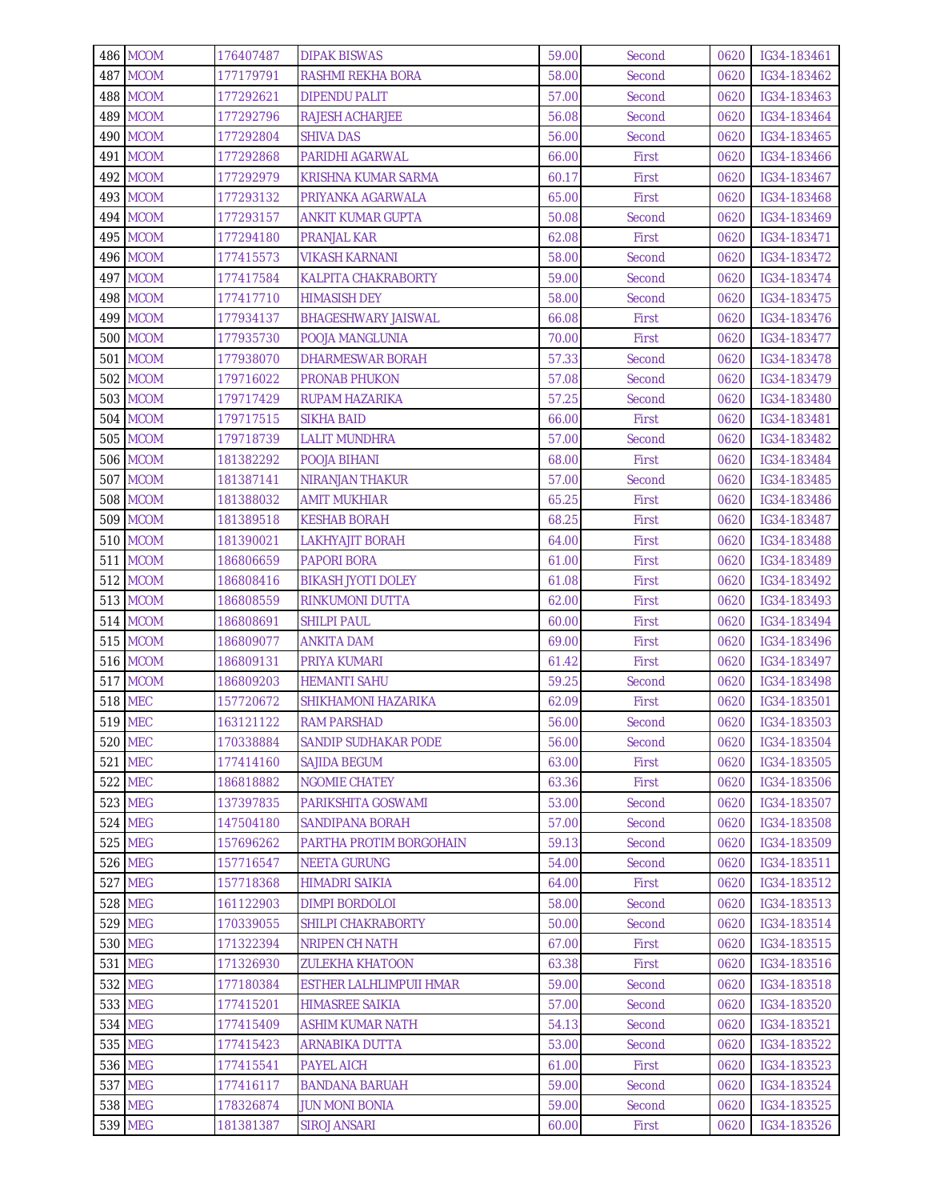| | | | | | | | |
|---|---|---|---|---|---|---|---|
| 486 | MCOM | 176407487 | DIPAK BISWAS | 59.00 | Second | 0620 | IG34-183461 |
| 487 | MCOM | 177179791 | RASHMI REKHA BORA | 58.00 | Second | 0620 | IG34-183462 |
| 488 | MCOM | 177292621 | DIPENDU PALIT | 57.00 | Second | 0620 | IG34-183463 |
| 489 | MCOM | 177292796 | RAJESH ACHARJEE | 56.08 | Second | 0620 | IG34-183464 |
| 490 | MCOM | 177292804 | SHIVA DAS | 56.00 | Second | 0620 | IG34-183465 |
| 491 | MCOM | 177292868 | PARIDHI AGARWAL | 66.00 | First | 0620 | IG34-183466 |
| 492 | MCOM | 177292979 | KRISHNA KUMAR SARMA | 60.17 | First | 0620 | IG34-183467 |
| 493 | MCOM | 177293132 | PRIYANKA AGARWALA | 65.00 | First | 0620 | IG34-183468 |
| 494 | MCOM | 177293157 | ANKIT KUMAR GUPTA | 50.08 | Second | 0620 | IG34-183469 |
| 495 | MCOM | 177294180 | PRANJAL KAR | 62.08 | First | 0620 | IG34-183471 |
| 496 | MCOM | 177415573 | VIKASH KARNANI | 58.00 | Second | 0620 | IG34-183472 |
| 497 | MCOM | 177417584 | KALPITA CHAKRABORTY | 59.00 | Second | 0620 | IG34-183474 |
| 498 | MCOM | 177417710 | HIMASISH DEY | 58.00 | Second | 0620 | IG34-183475 |
| 499 | MCOM | 177934137 | BHAGESHWARY JAISWAL | 66.08 | First | 0620 | IG34-183476 |
| 500 | MCOM | 177935730 | POOJA MANGLUNIA | 70.00 | First | 0620 | IG34-183477 |
| 501 | MCOM | 177938070 | DHARMESWAR BORAH | 57.33 | Second | 0620 | IG34-183478 |
| 502 | MCOM | 179716022 | PRONAB PHUKON | 57.08 | Second | 0620 | IG34-183479 |
| 503 | MCOM | 179717429 | RUPAM HAZARIKA | 57.25 | Second | 0620 | IG34-183480 |
| 504 | MCOM | 179717515 | SIKHA BAID | 66.00 | First | 0620 | IG34-183481 |
| 505 | MCOM | 179718739 | LALIT MUNDHRA | 57.00 | Second | 0620 | IG34-183482 |
| 506 | MCOM | 181382292 | POOJA BIHANI | 68.00 | First | 0620 | IG34-183484 |
| 507 | MCOM | 181387141 | NIRANJAN THAKUR | 57.00 | Second | 0620 | IG34-183485 |
| 508 | MCOM | 181388032 | AMIT MUKHIAR | 65.25 | First | 0620 | IG34-183486 |
| 509 | MCOM | 181389518 | KESHAB BORAH | 68.25 | First | 0620 | IG34-183487 |
| 510 | MCOM | 181390021 | LAKHYAJIT BORAH | 64.00 | First | 0620 | IG34-183488 |
| 511 | MCOM | 186806659 | PAPORI BORA | 61.00 | First | 0620 | IG34-183489 |
| 512 | MCOM | 186808416 | BIKASH JYOTI DOLEY | 61.08 | First | 0620 | IG34-183492 |
| 513 | MCOM | 186808559 | RINKUMONI DUTTA | 62.00 | First | 0620 | IG34-183493 |
| 514 | MCOM | 186808691 | SHILPI PAUL | 60.00 | First | 0620 | IG34-183494 |
| 515 | MCOM | 186809077 | ANKITA DAM | 69.00 | First | 0620 | IG34-183496 |
| 516 | MCOM | 186809131 | PRIYA KUMARI | 61.42 | First | 0620 | IG34-183497 |
| 517 | MCOM | 186809203 | HEMANTI SAHU | 59.25 | Second | 0620 | IG34-183498 |
| 518 | MEC | 157720672 | SHIKHAMONI HAZARIKA | 62.09 | First | 0620 | IG34-183501 |
| 519 | MEC | 163121122 | RAM PARSHAD | 56.00 | Second | 0620 | IG34-183503 |
| 520 | MEC | 170338884 | SANDIP SUDHAKAR PODE | 56.00 | Second | 0620 | IG34-183504 |
| 521 | MEC | 177414160 | SAJIDA BEGUM | 63.00 | First | 0620 | IG34-183505 |
| 522 | MEC | 186818882 | NGOMIE CHATEY | 63.36 | First | 0620 | IG34-183506 |
| 523 | MEG | 137397835 | PARIKSHITA GOSWAMI | 53.00 | Second | 0620 | IG34-183507 |
| 524 | MEG | 147504180 | SANDIPANA BORAH | 57.00 | Second | 0620 | IG34-183508 |
| 525 | MEG | 157696262 | PARTHA PROTIM BORGOHAIN | 59.13 | Second | 0620 | IG34-183509 |
| 526 | MEG | 157716547 | NEETA GURUNG | 54.00 | Second | 0620 | IG34-183511 |
| 527 | MEG | 157718368 | HIMADRI SAIKIA | 64.00 | First | 0620 | IG34-183512 |
| 528 | MEG | 161122903 | DIMPI BORDOLOI | 58.00 | Second | 0620 | IG34-183513 |
| 529 | MEG | 170339055 | SHILPI CHAKRABORTY | 50.00 | Second | 0620 | IG34-183514 |
| 530 | MEG | 171322394 | NRIPEN CH NATH | 67.00 | First | 0620 | IG34-183515 |
| 531 | MEG | 171326930 | ZULEKHA KHATOON | 63.38 | First | 0620 | IG34-183516 |
| 532 | MEG | 177180384 | ESTHER LALHLIMPUII HMAR | 59.00 | Second | 0620 | IG34-183518 |
| 533 | MEG | 177415201 | HIMASREE SAIKIA | 57.00 | Second | 0620 | IG34-183520 |
| 534 | MEG | 177415409 | ASHIM KUMAR NATH | 54.13 | Second | 0620 | IG34-183521 |
| 535 | MEG | 177415423 | ARNABIKA DUTTA | 53.00 | Second | 0620 | IG34-183522 |
| 536 | MEG | 177415541 | PAYEL AICH | 61.00 | First | 0620 | IG34-183523 |
| 537 | MEG | 177416117 | BANDANA BARUAH | 59.00 | Second | 0620 | IG34-183524 |
| 538 | MEG | 178326874 | JUN MONI BONIA | 59.00 | Second | 0620 | IG34-183525 |
| 539 | MEG | 181381387 | SIROJ ANSARI | 60.00 | First | 0620 | IG34-183526 |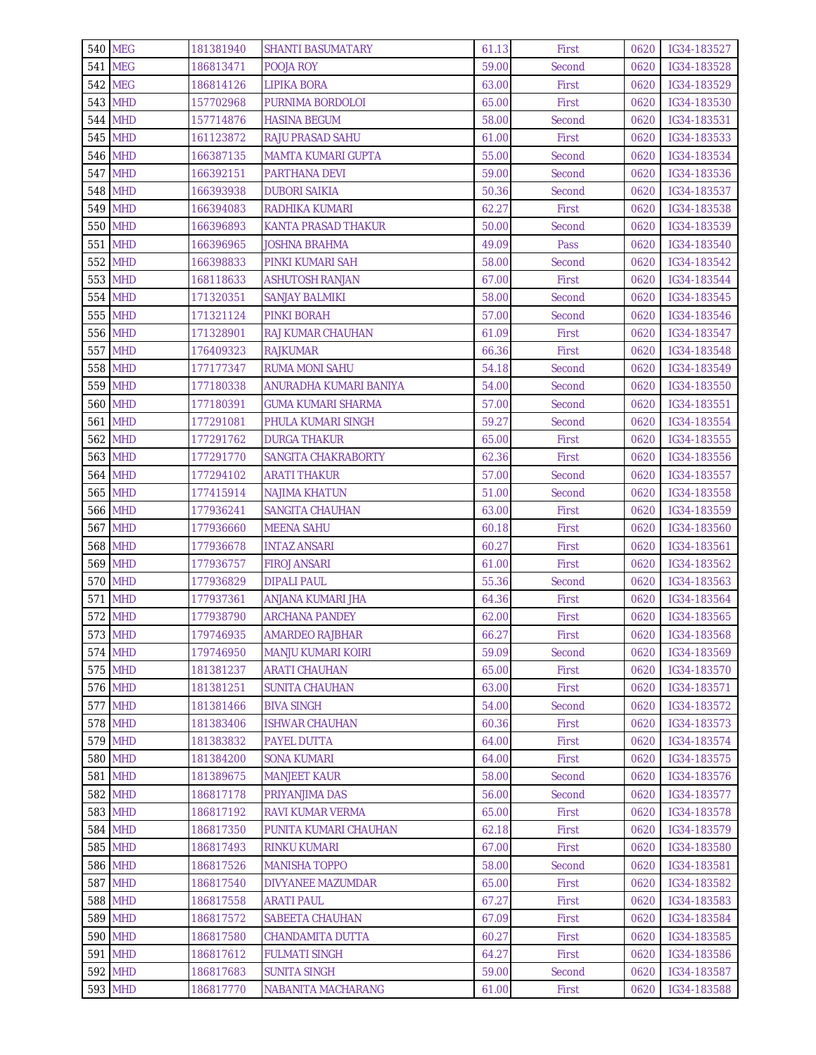| 540 | MEG | 181381940 | SHANTI BASUMATARY | 61.13 | First | 0620 | IG34-183527 |
|---|---|---|---|---|---|---|---|
| 541 | MEG | 186813471 | POOJA ROY | 59.00 | Second | 0620 | IG34-183528 |
| 542 | MEG | 186814126 | LIPIKA BORA | 63.00 | First | 0620 | IG34-183529 |
| 543 | MHD | 157702968 | PURNIMA BORDOLOI | 65.00 | First | 0620 | IG34-183530 |
| 544 | MHD | 157714876 | HASINA BEGUM | 58.00 | Second | 0620 | IG34-183531 |
| 545 | MHD | 161123872 | RAJU PRASAD SAHU | 61.00 | First | 0620 | IG34-183533 |
| 546 | MHD | 166387135 | MAMTA KUMARI GUPTA | 55.00 | Second | 0620 | IG34-183534 |
| 547 | MHD | 166392151 | PARTHANA DEVI | 59.00 | Second | 0620 | IG34-183536 |
| 548 | MHD | 166393938 | DUBORI SAIKIA | 50.36 | Second | 0620 | IG34-183537 |
| 549 | MHD | 166394083 | RADHIKA KUMARI | 62.27 | First | 0620 | IG34-183538 |
| 550 | MHD | 166396893 | KANTA PRASAD THAKUR | 50.00 | Second | 0620 | IG34-183539 |
| 551 | MHD | 166396965 | JOSHNA BRAHMA | 49.09 | Pass | 0620 | IG34-183540 |
| 552 | MHD | 166398833 | PINKI KUMARI SAH | 58.00 | Second | 0620 | IG34-183542 |
| 553 | MHD | 168118633 | ASHUTOSH RANJAN | 67.00 | First | 0620 | IG34-183544 |
| 554 | MHD | 171320351 | SANJAY BALMIKI | 58.00 | Second | 0620 | IG34-183545 |
| 555 | MHD | 171321124 | PINKI BORAH | 57.00 | Second | 0620 | IG34-183546 |
| 556 | MHD | 171328901 | RAJ KUMAR CHAUHAN | 61.09 | First | 0620 | IG34-183547 |
| 557 | MHD | 176409323 | RAJKUMAR | 66.36 | First | 0620 | IG34-183548 |
| 558 | MHD | 177177347 | RUMA MONI SAHU | 54.18 | Second | 0620 | IG34-183549 |
| 559 | MHD | 177180338 | ANURADHA KUMARI BANIYA | 54.00 | Second | 0620 | IG34-183550 |
| 560 | MHD | 177180391 | GUMA KUMARI SHARMA | 57.00 | Second | 0620 | IG34-183551 |
| 561 | MHD | 177291081 | PHULA KUMARI SINGH | 59.27 | Second | 0620 | IG34-183554 |
| 562 | MHD | 177291762 | DURGA THAKUR | 65.00 | First | 0620 | IG34-183555 |
| 563 | MHD | 177291770 | SANGITA CHAKRABORTY | 62.36 | First | 0620 | IG34-183556 |
| 564 | MHD | 177294102 | ARATI THAKUR | 57.00 | Second | 0620 | IG34-183557 |
| 565 | MHD | 177415914 | NAJIMA KHATUN | 51.00 | Second | 0620 | IG34-183558 |
| 566 | MHD | 177936241 | SANGITA CHAUHAN | 63.00 | First | 0620 | IG34-183559 |
| 567 | MHD | 177936660 | MEENA SAHU | 60.18 | First | 0620 | IG34-183560 |
| 568 | MHD | 177936678 | INTAZ ANSARI | 60.27 | First | 0620 | IG34-183561 |
| 569 | MHD | 177936757 | FIROJ ANSARI | 61.00 | First | 0620 | IG34-183562 |
| 570 | MHD | 177936829 | DIPALI PAUL | 55.36 | Second | 0620 | IG34-183563 |
| 571 | MHD | 177937361 | ANJANA KUMARI JHA | 64.36 | First | 0620 | IG34-183564 |
| 572 | MHD | 177938790 | ARCHANA PANDEY | 62.00 | First | 0620 | IG34-183565 |
| 573 | MHD | 179746935 | AMARDEO RAJBHAR | 66.27 | First | 0620 | IG34-183568 |
| 574 | MHD | 179746950 | MANJU KUMARI KOIRI | 59.09 | Second | 0620 | IG34-183569 |
| 575 | MHD | 181381237 | ARATI CHAUHAN | 65.00 | First | 0620 | IG34-183570 |
| 576 | MHD | 181381251 | SUNITA CHAUHAN | 63.00 | First | 0620 | IG34-183571 |
| 577 | MHD | 181381466 | BIVA SINGH | 54.00 | Second | 0620 | IG34-183572 |
| 578 | MHD | 181383406 | ISHWAR CHAUHAN | 60.36 | First | 0620 | IG34-183573 |
| 579 | MHD | 181383832 | PAYEL DUTTA | 64.00 | First | 0620 | IG34-183574 |
| 580 | MHD | 181384200 | SONA KUMARI | 64.00 | First | 0620 | IG34-183575 |
| 581 | MHD | 181389675 | MANJEET KAUR | 58.00 | Second | 0620 | IG34-183576 |
| 582 | MHD | 186817178 | PRIYANJIMA DAS | 56.00 | Second | 0620 | IG34-183577 |
| 583 | MHD | 186817192 | RAVI KUMAR VERMA | 65.00 | First | 0620 | IG34-183578 |
| 584 | MHD | 186817350 | PUNITA KUMARI CHAUHAN | 62.18 | First | 0620 | IG34-183579 |
| 585 | MHD | 186817493 | RINKU KUMARI | 67.00 | First | 0620 | IG34-183580 |
| 586 | MHD | 186817526 | MANISHA TOPPO | 58.00 | Second | 0620 | IG34-183581 |
| 587 | MHD | 186817540 | DIVYANEE MAZUMDAR | 65.00 | First | 0620 | IG34-183582 |
| 588 | MHD | 186817558 | ARATI PAUL | 67.27 | First | 0620 | IG34-183583 |
| 589 | MHD | 186817572 | SABEETA CHAUHAN | 67.09 | First | 0620 | IG34-183584 |
| 590 | MHD | 186817580 | CHANDAMITA DUTTA | 60.27 | First | 0620 | IG34-183585 |
| 591 | MHD | 186817612 | FULMATI SINGH | 64.27 | First | 0620 | IG34-183586 |
| 592 | MHD | 186817683 | SUNITA SINGH | 59.00 | Second | 0620 | IG34-183587 |
| 593 | MHD | 186817770 | NABANITA MACHARANG | 61.00 | First | 0620 | IG34-183588 |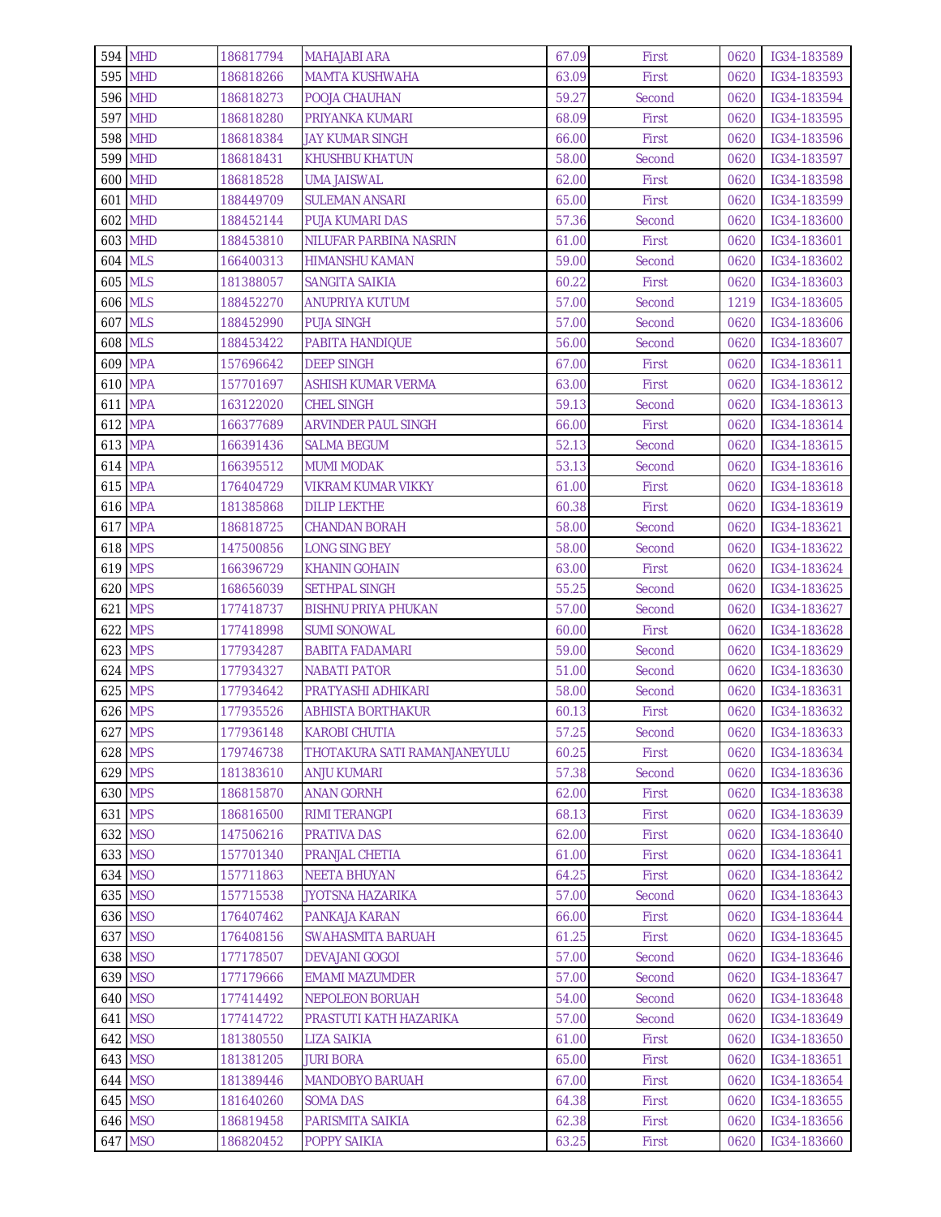| 594 | MHD | 186817794 | MAHAJABI ARA | 67.09 | First | 0620 | IG34-183589 |
|---|---|---|---|---|---|---|---|
| 595 | MHD | 186818266 | MAMTA KUSHWAHA | 63.09 | First | 0620 | IG34-183593 |
| 596 | MHD | 186818273 | POOJA CHAUHAN | 59.27 | Second | 0620 | IG34-183594 |
| 597 | MHD | 186818280 | PRIYANKA KUMARI | 68.09 | First | 0620 | IG34-183595 |
| 598 | MHD | 186818384 | JAY KUMAR SINGH | 66.00 | First | 0620 | IG34-183596 |
| 599 | MHD | 186818431 | KHUSHBU KHATUN | 58.00 | Second | 0620 | IG34-183597 |
| 600 | MHD | 186818528 | UMA JAISWAL | 62.00 | First | 0620 | IG34-183598 |
| 601 | MHD | 188449709 | SULEMAN ANSARI | 65.00 | First | 0620 | IG34-183599 |
| 602 | MHD | 188452144 | PUJA KUMARI DAS | 57.36 | Second | 0620 | IG34-183600 |
| 603 | MHD | 188453810 | NILUFAR PARBINA NASRIN | 61.00 | First | 0620 | IG34-183601 |
| 604 | MLS | 166400313 | HIMANSHU KAMAN | 59.00 | Second | 0620 | IG34-183602 |
| 605 | MLS | 181388057 | SANGITA SAIKIA | 60.22 | First | 0620 | IG34-183603 |
| 606 | MLS | 188452270 | ANUPRIYA KUTUM | 57.00 | Second | 1219 | IG34-183605 |
| 607 | MLS | 188452990 | PUJA SINGH | 57.00 | Second | 0620 | IG34-183606 |
| 608 | MLS | 188453422 | PABITA HANDIQUE | 56.00 | Second | 0620 | IG34-183607 |
| 609 | MPA | 157696642 | DEEP SINGH | 67.00 | First | 0620 | IG34-183611 |
| 610 | MPA | 157701697 | ASHISH KUMAR VERMA | 63.00 | First | 0620 | IG34-183612 |
| 611 | MPA | 163122020 | CHEL SINGH | 59.13 | Second | 0620 | IG34-183613 |
| 612 | MPA | 166377689 | ARVINDER PAUL SINGH | 66.00 | First | 0620 | IG34-183614 |
| 613 | MPA | 166391436 | SALMA BEGUM | 52.13 | Second | 0620 | IG34-183615 |
| 614 | MPA | 166395512 | MUMI MODAK | 53.13 | Second | 0620 | IG34-183616 |
| 615 | MPA | 176404729 | VIKRAM KUMAR VIKKY | 61.00 | First | 0620 | IG34-183618 |
| 616 | MPA | 181385868 | DILIP LEKTHE | 60.38 | First | 0620 | IG34-183619 |
| 617 | MPA | 186818725 | CHANDAN BORAH | 58.00 | Second | 0620 | IG34-183621 |
| 618 | MPS | 147500856 | LONG SING BEY | 58.00 | Second | 0620 | IG34-183622 |
| 619 | MPS | 166396729 | KHANIN GOHAIN | 63.00 | First | 0620 | IG34-183624 |
| 620 | MPS | 168656039 | SETHPAL SINGH | 55.25 | Second | 0620 | IG34-183625 |
| 621 | MPS | 177418737 | BISHNU PRIYA PHUKAN | 57.00 | Second | 0620 | IG34-183627 |
| 622 | MPS | 177418998 | SUMI SONOWAL | 60.00 | First | 0620 | IG34-183628 |
| 623 | MPS | 177934287 | BABITA FADAMARI | 59.00 | Second | 0620 | IG34-183629 |
| 624 | MPS | 177934327 | NABATI PATOR | 51.00 | Second | 0620 | IG34-183630 |
| 625 | MPS | 177934642 | PRATYASHI ADHIKARI | 58.00 | Second | 0620 | IG34-183631 |
| 626 | MPS | 177935526 | ABHISTA BORTHAKUR | 60.13 | First | 0620 | IG34-183632 |
| 627 | MPS | 177936148 | KAROBI CHUTIA | 57.25 | Second | 0620 | IG34-183633 |
| 628 | MPS | 179746738 | THOTAKURA SATI RAMANJANEYULU | 60.25 | First | 0620 | IG34-183634 |
| 629 | MPS | 181383610 | ANJU KUMARI | 57.38 | Second | 0620 | IG34-183636 |
| 630 | MPS | 186815870 | ANAN GORNH | 62.00 | First | 0620 | IG34-183638 |
| 631 | MPS | 186816500 | RIMI TERANGPI | 68.13 | First | 0620 | IG34-183639 |
| 632 | MSO | 147506216 | PRATIVA DAS | 62.00 | First | 0620 | IG34-183640 |
| 633 | MSO | 157701340 | PRANJAL CHETIA | 61.00 | First | 0620 | IG34-183641 |
| 634 | MSO | 157711863 | NEETA BHUYAN | 64.25 | First | 0620 | IG34-183642 |
| 635 | MSO | 157715538 | JYOTSNA HAZARIKA | 57.00 | Second | 0620 | IG34-183643 |
| 636 | MSO | 176407462 | PANKAJA KARAN | 66.00 | First | 0620 | IG34-183644 |
| 637 | MSO | 176408156 | SWAHASMITA BARUAH | 61.25 | First | 0620 | IG34-183645 |
| 638 | MSO | 177178507 | DEVAJANI GOGOI | 57.00 | Second | 0620 | IG34-183646 |
| 639 | MSO | 177179666 | EMAMI MAZUMDER | 57.00 | Second | 0620 | IG34-183647 |
| 640 | MSO | 177414492 | NEPOLEON BORUAH | 54.00 | Second | 0620 | IG34-183648 |
| 641 | MSO | 177414722 | PRASTUTI KATH HAZARIKA | 57.00 | Second | 0620 | IG34-183649 |
| 642 | MSO | 181380550 | LIZA SAIKIA | 61.00 | First | 0620 | IG34-183650 |
| 643 | MSO | 181381205 | JURI BORA | 65.00 | First | 0620 | IG34-183651 |
| 644 | MSO | 181389446 | MANDOBYO BARUAH | 67.00 | First | 0620 | IG34-183654 |
| 645 | MSO | 181640260 | SOMA DAS | 64.38 | First | 0620 | IG34-183655 |
| 646 | MSO | 186819458 | PARISMITA SAIKIA | 62.38 | First | 0620 | IG34-183656 |
| 647 | MSO | 186820452 | POPPY SAIKIA | 63.25 | First | 0620 | IG34-183660 |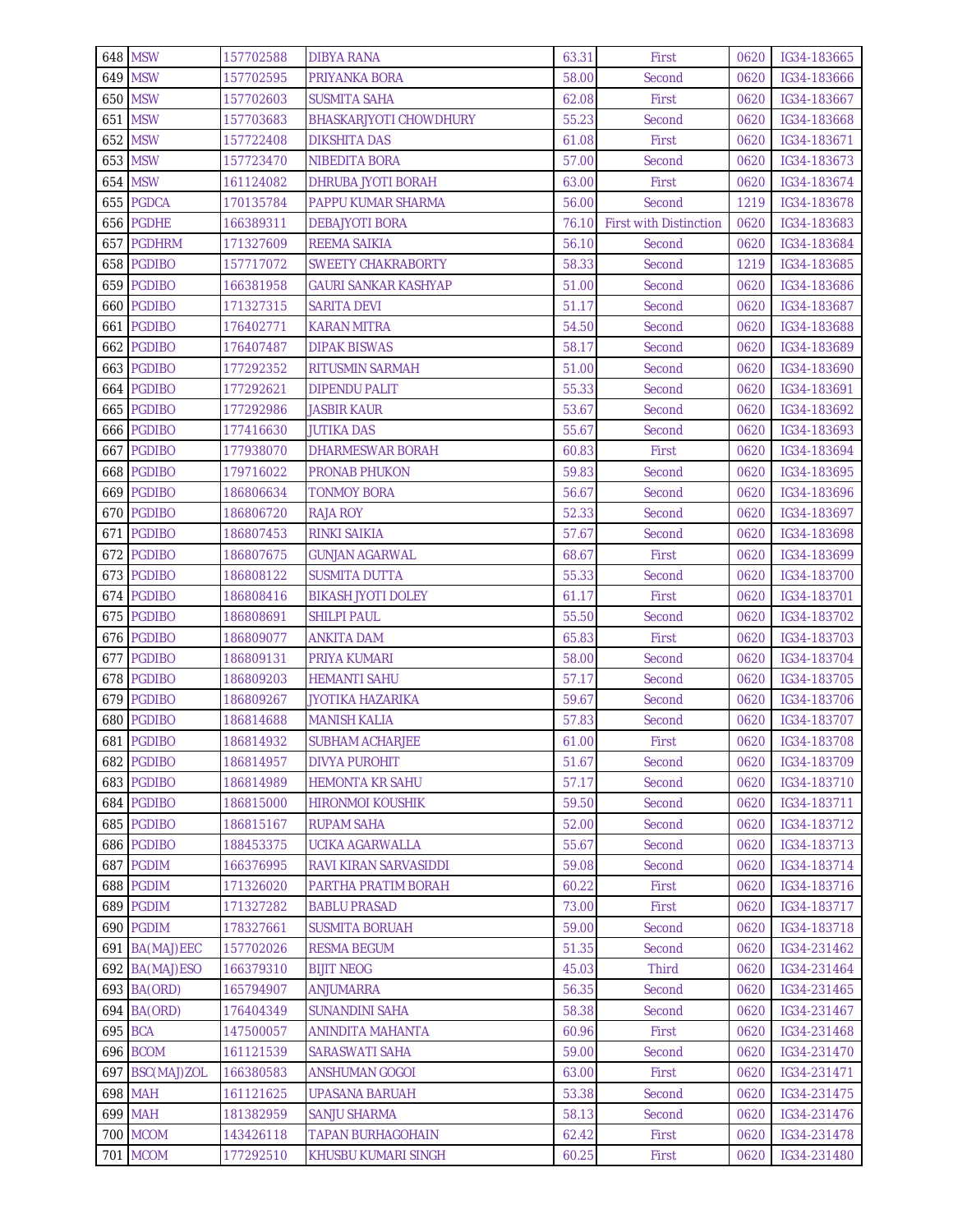| 648 | MSW | 157702588 | DIBYA RANA | 63.31 | First | 0620 | IG34-183665 |
|---|---|---|---|---|---|---|---|
| 649 | MSW | 157702595 | PRIYANKA BORA | 58.00 | Second | 0620 | IG34-183666 |
| 650 | MSW | 157702603 | SUSMITA SAHA | 62.08 | First | 0620 | IG34-183667 |
| 651 | MSW | 157703683 | BHASKARJYOTI CHOWDHURY | 55.23 | Second | 0620 | IG34-183668 |
| 652 | MSW | 157722408 | DIKSHITA DAS | 61.08 | First | 0620 | IG34-183671 |
| 653 | MSW | 157723470 | NIBEDITA BORA | 57.00 | Second | 0620 | IG34-183673 |
| 654 | MSW | 161124082 | DHRUBA JYOTI BORAH | 63.00 | First | 0620 | IG34-183674 |
| 655 | PGDCA | 170135784 | PAPPU KUMAR SHARMA | 56.00 | Second | 1219 | IG34-183678 |
| 656 | PGDHE | 166389311 | DEBAJYOTI BORA | 76.10 | First with Distinction | 0620 | IG34-183683 |
| 657 | PGDHRM | 171327609 | REEMA SAIKIA | 56.10 | Second | 0620 | IG34-183684 |
| 658 | PGDIBO | 157717072 | SWEETY CHAKRABORTY | 58.33 | Second | 1219 | IG34-183685 |
| 659 | PGDIBO | 166381958 | GAURI SANKAR KASHYAP | 51.00 | Second | 0620 | IG34-183686 |
| 660 | PGDIBO | 171327315 | SARITA DEVI | 51.17 | Second | 0620 | IG34-183687 |
| 661 | PGDIBO | 176402771 | KARAN MITRA | 54.50 | Second | 0620 | IG34-183688 |
| 662 | PGDIBO | 176407487 | DIPAK BISWAS | 58.17 | Second | 0620 | IG34-183689 |
| 663 | PGDIBO | 177292352 | RITUSMIN SARMAH | 51.00 | Second | 0620 | IG34-183690 |
| 664 | PGDIBO | 177292621 | DIPENDU PALIT | 55.33 | Second | 0620 | IG34-183691 |
| 665 | PGDIBO | 177292986 | JASBIR KAUR | 53.67 | Second | 0620 | IG34-183692 |
| 666 | PGDIBO | 177416630 | JUTIKA DAS | 55.67 | Second | 0620 | IG34-183693 |
| 667 | PGDIBO | 177938070 | DHARMESWAR BORAH | 60.83 | First | 0620 | IG34-183694 |
| 668 | PGDIBO | 179716022 | PRONAB PHUKON | 59.83 | Second | 0620 | IG34-183695 |
| 669 | PGDIBO | 186806634 | TONMOY BORA | 56.67 | Second | 0620 | IG34-183696 |
| 670 | PGDIBO | 186806720 | RAJA ROY | 52.33 | Second | 0620 | IG34-183697 |
| 671 | PGDIBO | 186807453 | RINKI SAIKIA | 57.67 | Second | 0620 | IG34-183698 |
| 672 | PGDIBO | 186807675 | GUNJAN AGARWAL | 68.67 | First | 0620 | IG34-183699 |
| 673 | PGDIBO | 186808122 | SUSMITA DUTTA | 55.33 | Second | 0620 | IG34-183700 |
| 674 | PGDIBO | 186808416 | BIKASH JYOTI DOLEY | 61.17 | First | 0620 | IG34-183701 |
| 675 | PGDIBO | 186808691 | SHILPI PAUL | 55.50 | Second | 0620 | IG34-183702 |
| 676 | PGDIBO | 186809077 | ANKITA DAM | 65.83 | First | 0620 | IG34-183703 |
| 677 | PGDIBO | 186809131 | PRIYA KUMARI | 58.00 | Second | 0620 | IG34-183704 |
| 678 | PGDIBO | 186809203 | HEMANTI SAHU | 57.17 | Second | 0620 | IG34-183705 |
| 679 | PGDIBO | 186809267 | JYOTIKA HAZARIKA | 59.67 | Second | 0620 | IG34-183706 |
| 680 | PGDIBO | 186814688 | MANISH KALIA | 57.83 | Second | 0620 | IG34-183707 |
| 681 | PGDIBO | 186814932 | SUBHAM ACHARJEE | 61.00 | First | 0620 | IG34-183708 |
| 682 | PGDIBO | 186814957 | DIVYA PUROHIT | 51.67 | Second | 0620 | IG34-183709 |
| 683 | PGDIBO | 186814989 | HEMONTA KR SAHU | 57.17 | Second | 0620 | IG34-183710 |
| 684 | PGDIBO | 186815000 | HIRONMOI KOUSHIK | 59.50 | Second | 0620 | IG34-183711 |
| 685 | PGDIBO | 186815167 | RUPAM SAHA | 52.00 | Second | 0620 | IG34-183712 |
| 686 | PGDIBO | 188453375 | UCIKA AGARWALLA | 55.67 | Second | 0620 | IG34-183713 |
| 687 | PGDIM | 166376995 | RAVI KIRAN SARVASIDDI | 59.08 | Second | 0620 | IG34-183714 |
| 688 | PGDIM | 171326020 | PARTHA PRATIM BORAH | 60.22 | First | 0620 | IG34-183716 |
| 689 | PGDIM | 171327282 | BABLU PRASAD | 73.00 | First | 0620 | IG34-183717 |
| 690 | PGDIM | 178327661 | SUSMITA BORUAH | 59.00 | Second | 0620 | IG34-183718 |
| 691 | BA(MAJ)EEC | 157702026 | RESMA BEGUM | 51.35 | Second | 0620 | IG34-231462 |
| 692 | BA(MAJ)ESO | 166379310 | BIJIT NEOG | 45.03 | Third | 0620 | IG34-231464 |
| 693 | BA(ORD) | 165794907 | ANJUMARRA | 56.35 | Second | 0620 | IG34-231465 |
| 694 | BA(ORD) | 176404349 | SUNANDINI SAHA | 58.38 | Second | 0620 | IG34-231467 |
| 695 | BCA | 147500057 | ANINDITA MAHANTA | 60.96 | First | 0620 | IG34-231468 |
| 696 | BCOM | 161121539 | SARASWATI SAHA | 59.00 | Second | 0620 | IG34-231470 |
| 697 | BSC(MAJ)ZOL | 166380583 | ANSHUMAN GOGOI | 63.00 | First | 0620 | IG34-231471 |
| 698 | MAH | 161121625 | UPASANA BARUAH | 53.38 | Second | 0620 | IG34-231475 |
| 699 | MAH | 181382959 | SANJU SHARMA | 58.13 | Second | 0620 | IG34-231476 |
| 700 | MCOM | 143426118 | TAPAN BURHAGOHAIN | 62.42 | First | 0620 | IG34-231478 |
| 701 | MCOM | 177292510 | KHUSBU KUMARI SINGH | 60.25 | First | 0620 | IG34-231480 |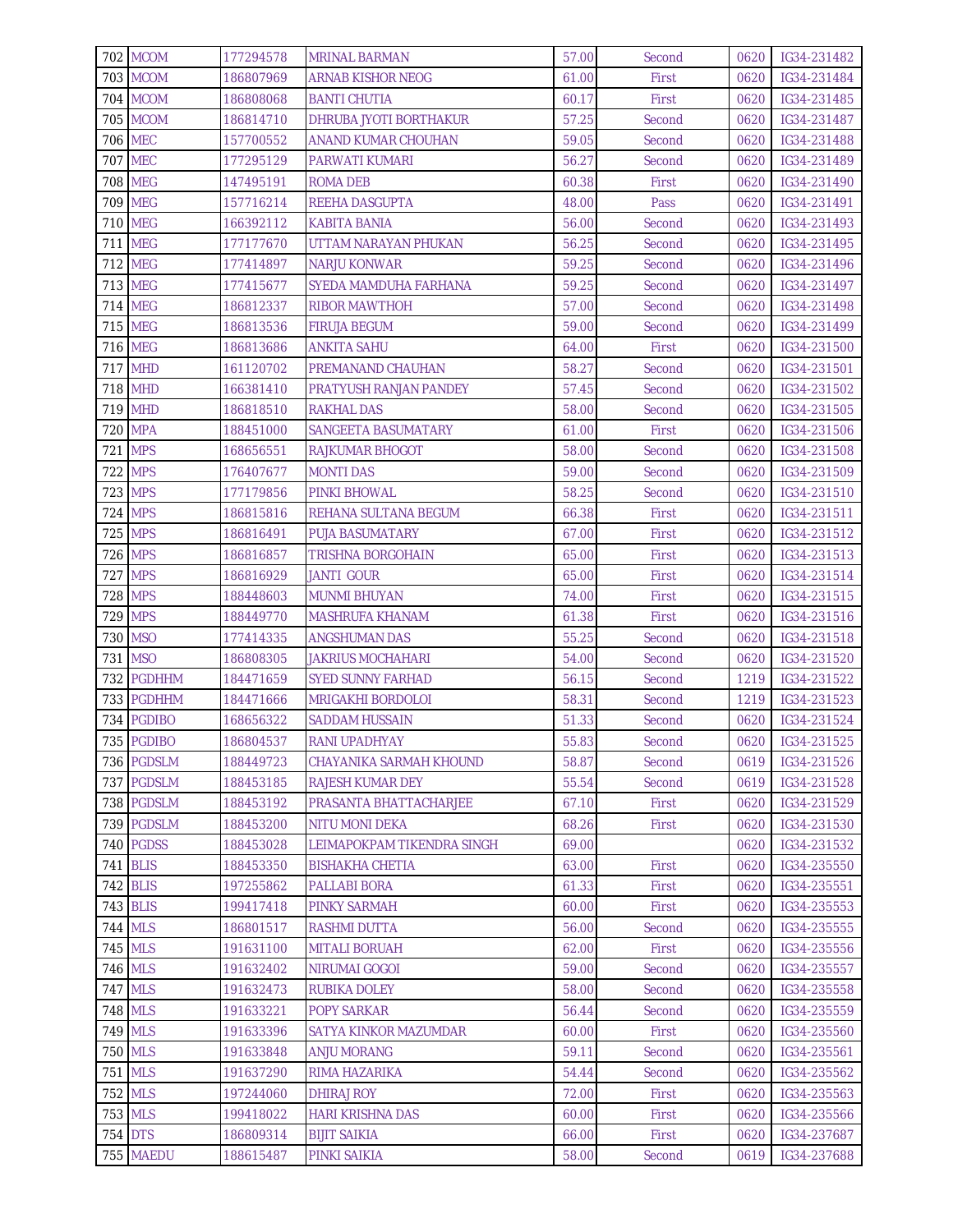| | | | | | | | |
|---|---|---|---|---|---|---|---|
| 702 | MCOM | 177294578 | MRINAL BARMAN | 57.00 | Second | 0620 | IG34-231482 |
| 703 | MCOM | 186807969 | ARNAB KISHOR NEOG | 61.00 | First | 0620 | IG34-231484 |
| 704 | MCOM | 186808068 | BANTI CHUTIA | 60.17 | First | 0620 | IG34-231485 |
| 705 | MCOM | 186814710 | DHRUBA JYOTI BORTHAKUR | 57.25 | Second | 0620 | IG34-231487 |
| 706 | MEC | 157700552 | ANAND KUMAR CHOUHAN | 59.05 | Second | 0620 | IG34-231488 |
| 707 | MEC | 177295129 | PARWATI KUMARI | 56.27 | Second | 0620 | IG34-231489 |
| 708 | MEG | 147495191 | ROMA DEB | 60.38 | First | 0620 | IG34-231490 |
| 709 | MEG | 157716214 | REEHA DASGUPTA | 48.00 | Pass | 0620 | IG34-231491 |
| 710 | MEG | 166392112 | KABITA BANIA | 56.00 | Second | 0620 | IG34-231493 |
| 711 | MEG | 177177670 | UTTAM NARAYAN PHUKAN | 56.25 | Second | 0620 | IG34-231495 |
| 712 | MEG | 177414897 | NARJU KONWAR | 59.25 | Second | 0620 | IG34-231496 |
| 713 | MEG | 177415677 | SYEDA MAMDUHA FARHANA | 59.25 | Second | 0620 | IG34-231497 |
| 714 | MEG | 186812337 | RIBOR MAWTHOH | 57.00 | Second | 0620 | IG34-231498 |
| 715 | MEG | 186813536 | FIRUJA BEGUM | 59.00 | Second | 0620 | IG34-231499 |
| 716 | MEG | 186813686 | ANKITA SAHU | 64.00 | First | 0620 | IG34-231500 |
| 717 | MHD | 161120702 | PREMANAND CHAUHAN | 58.27 | Second | 0620 | IG34-231501 |
| 718 | MHD | 166381410 | PRATYUSH RANJAN PANDEY | 57.45 | Second | 0620 | IG34-231502 |
| 719 | MHD | 186818510 | RAKHAL DAS | 58.00 | Second | 0620 | IG34-231505 |
| 720 | MPA | 188451000 | SANGEETA BASUMATARY | 61.00 | First | 0620 | IG34-231506 |
| 721 | MPS | 168656551 | RAJKUMAR BHOGOT | 58.00 | Second | 0620 | IG34-231508 |
| 722 | MPS | 176407677 | MONTI DAS | 59.00 | Second | 0620 | IG34-231509 |
| 723 | MPS | 177179856 | PINKI BHOWAL | 58.25 | Second | 0620 | IG34-231510 |
| 724 | MPS | 186815816 | REHANA SULTANA BEGUM | 66.38 | First | 0620 | IG34-231511 |
| 725 | MPS | 186816491 | PUJA BASUMATARY | 67.00 | First | 0620 | IG34-231512 |
| 726 | MPS | 186816857 | TRISHNA BORGOHAIN | 65.00 | First | 0620 | IG34-231513 |
| 727 | MPS | 186816929 | JANTI GOUR | 65.00 | First | 0620 | IG34-231514 |
| 728 | MPS | 188448603 | MUNMI BHUYAN | 74.00 | First | 0620 | IG34-231515 |
| 729 | MPS | 188449770 | MASHRUFA KHANAM | 61.38 | First | 0620 | IG34-231516 |
| 730 | MSO | 177414335 | ANGSHUMAN DAS | 55.25 | Second | 0620 | IG34-231518 |
| 731 | MSO | 186808305 | JAKRIUS MOCHAHARI | 54.00 | Second | 0620 | IG34-231520 |
| 732 | PGDHHM | 184471659 | SYED SUNNY FARHAD | 56.15 | Second | 1219 | IG34-231522 |
| 733 | PGDHHM | 184471666 | MRIGAKHI BORDOLOI | 58.31 | Second | 1219 | IG34-231523 |
| 734 | PGDIBO | 168656322 | SADDAM HUSSAIN | 51.33 | Second | 0620 | IG34-231524 |
| 735 | PGDIBO | 186804537 | RANI UPADHYAY | 55.83 | Second | 0620 | IG34-231525 |
| 736 | PGDSLM | 188449723 | CHAYANIKA SARMAH KHOUND | 58.87 | Second | 0619 | IG34-231526 |
| 737 | PGDSLM | 188453185 | RAJESH KUMAR DEY | 55.54 | Second | 0619 | IG34-231528 |
| 738 | PGDSLM | 188453192 | PRASANTA BHATTACHARJEE | 67.10 | First | 0620 | IG34-231529 |
| 739 | PGDSLM | 188453200 | NITU MONI DEKA | 68.26 | First | 0620 | IG34-231530 |
| 740 | PGDSS | 188453028 | LEIMAPOKPAM TIKENDRA SINGH | 69.00 | | 0620 | IG34-231532 |
| 741 | BLIS | 188453350 | BISHAKHA CHETIA | 63.00 | First | 0620 | IG34-235550 |
| 742 | BLIS | 197255862 | PALLABI BORA | 61.33 | First | 0620 | IG34-235551 |
| 743 | BLIS | 199417418 | PINKY SARMAH | 60.00 | First | 0620 | IG34-235553 |
| 744 | MLS | 186801517 | RASHMI DUTTA | 56.00 | Second | 0620 | IG34-235555 |
| 745 | MLS | 191631100 | MITALI BORUAH | 62.00 | First | 0620 | IG34-235556 |
| 746 | MLS | 191632402 | NIRUMAI GOGOI | 59.00 | Second | 0620 | IG34-235557 |
| 747 | MLS | 191632473 | RUBIKA DOLEY | 58.00 | Second | 0620 | IG34-235558 |
| 748 | MLS | 191633221 | POPY SARKAR | 56.44 | Second | 0620 | IG34-235559 |
| 749 | MLS | 191633396 | SATYA KINKOR MAZUMDAR | 60.00 | First | 0620 | IG34-235560 |
| 750 | MLS | 191633848 | ANJU MORANG | 59.11 | Second | 0620 | IG34-235561 |
| 751 | MLS | 191637290 | RIMA HAZARIKA | 54.44 | Second | 0620 | IG34-235562 |
| 752 | MLS | 197244060 | DHIRAJ ROY | 72.00 | First | 0620 | IG34-235563 |
| 753 | MLS | 199418022 | HARI KRISHNA DAS | 60.00 | First | 0620 | IG34-235566 |
| 754 | DTS | 186809314 | BIJIT SAIKIA | 66.00 | First | 0620 | IG34-237687 |
| 755 | MAEDU | 188615487 | PINKI SAIKIA | 58.00 | Second | 0619 | IG34-237688 |